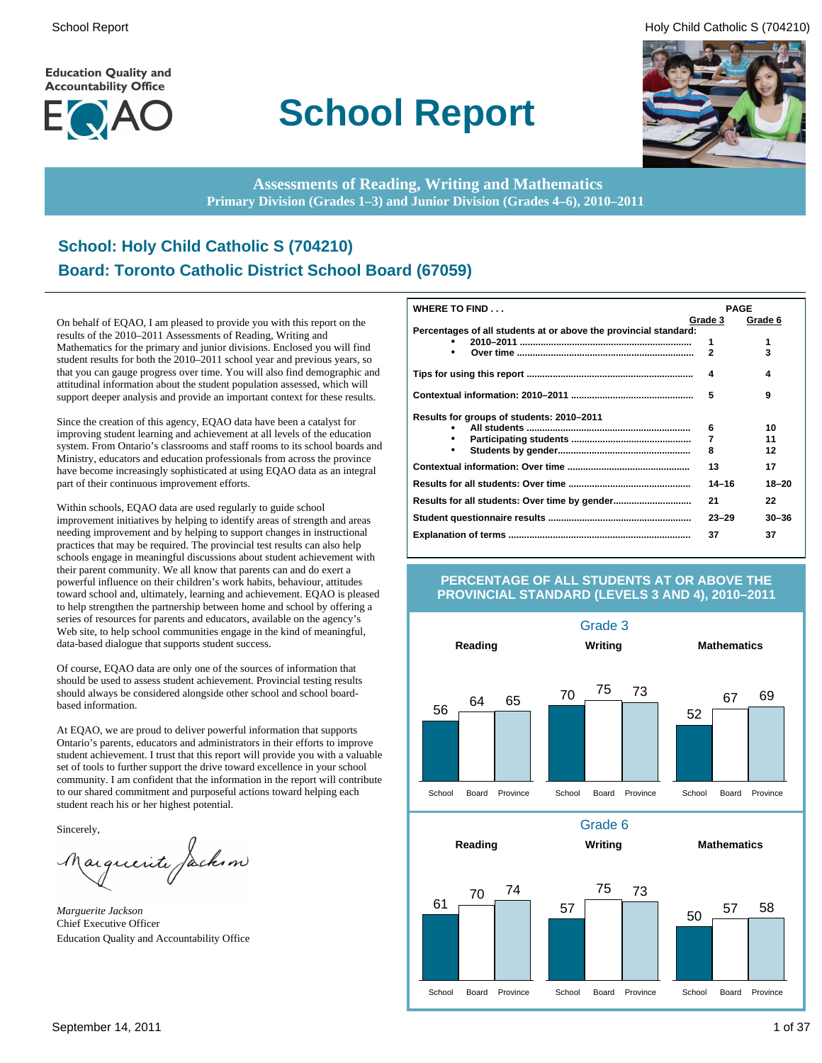Education Quality and Accountability Office

EQAO

# School Report

**Assessments of Reading, Writing and Mathematics**
**Primary Division (Grades 1–3) and Junior Division (Grades 4–6), 2010–2011**

## School: Holy Child Catholic S (704210)
## Board: Toronto Catholic District School Board (67059)

On behalf of EQAO, I am pleased to provide you with this report on the results of the 2010–2011 Assessments of Reading, Writing and Mathematics for the primary and junior divisions. Enclosed you will find student results for both the 2010–2011 school year and previous years, so that you can gauge progress over time. You will also find demographic and attitudinal information about the student population assessed, which will support deeper analysis and provide an important context for these results.

Since the creation of this agency, EQAO data have been a catalyst for improving student learning and achievement at all levels of the education system. From Ontario's classrooms and staff rooms to its school boards and Ministry, educators and education professionals from across the province have become increasingly sophisticated at using EQAO data as an integral part of their continuous improvement efforts.

Within schools, EQAO data are used regularly to guide school improvement initiatives by helping to identify areas of strength and areas needing improvement and by helping to support changes in instructional practices that may be required. The provincial test results can also help schools engage in meaningful discussions about student achievement with their parent community. We all know that parents can and do exert a powerful influence on their children's work habits, behaviour, attitudes toward school and, ultimately, learning and achievement. EQAO is pleased to help strengthen the partnership between home and school by offering a series of resources for parents and educators, available on the agency's Web site, to help school communities engage in the kind of meaningful, data-based dialogue that supports student success.

Of course, EQAO data are only one of the sources of information that should be used to assess student achievement. Provincial testing results should always be considered alongside other school and school board-based information.

At EQAO, we are proud to deliver powerful information that supports Ontario's parents, educators and administrators in their efforts to improve student achievement. I trust that this report will provide you with a valuable set of tools to further support the drive toward excellence in your school community. I am confident that the information in the report will contribute to our shared commitment and purposeful actions toward helping each student reach his or her highest potential.

Sincerely,

*Marguerite Jackson*
Chief Executive Officer
Education Quality and Accountability Office

| WHERE TO FIND . . . | PAGE Grade 3 | Grade 6 |
|---|---|---|
| **Percentages of all students at or above the provincial standard:** | | |
| • 2010–2011 | 1 | 1 |
| • Over time | 2 | 3 |
| Tips for using this report | 4 | 4 |
| Contextual information: 2010–2011 | 5 | 9 |
| **Results for groups of students: 2010–2011** | | |
| • All students | 6 | 10 |
| • Participating students | 7 | 11 |
| • Students by gender | 8 | 12 |
| Contextual information: Over time | 13 | 17 |
| Results for all students: Over time | 14–16 | 18–20 |
| Results for all students: Over time by gender | 21 | 22 |
| Student questionnaire results | 23–29 | 30–36 |
| Explanation of terms | 37 | 37 |

### PERCENTAGE OF ALL STUDENTS AT OR ABOVE THE PROVINCIAL STANDARD (LEVELS 3 AND 4), 2010–2011

**Grade 3**

| | School | Board | Province |
|---|---|---|---|
| Reading | 56 | 64 | 65 |
| Writing | 70 | 75 | 73 |
| Mathematics | 52 | 67 | 69 |

**Grade 6**

| | School | Board | Province |
|---|---|---|---|
| Reading | 61 | 70 | 74 |
| Writing | 57 | 75 | 73 |
| Mathematics | 50 | 57 | 58 |

September 14, 2011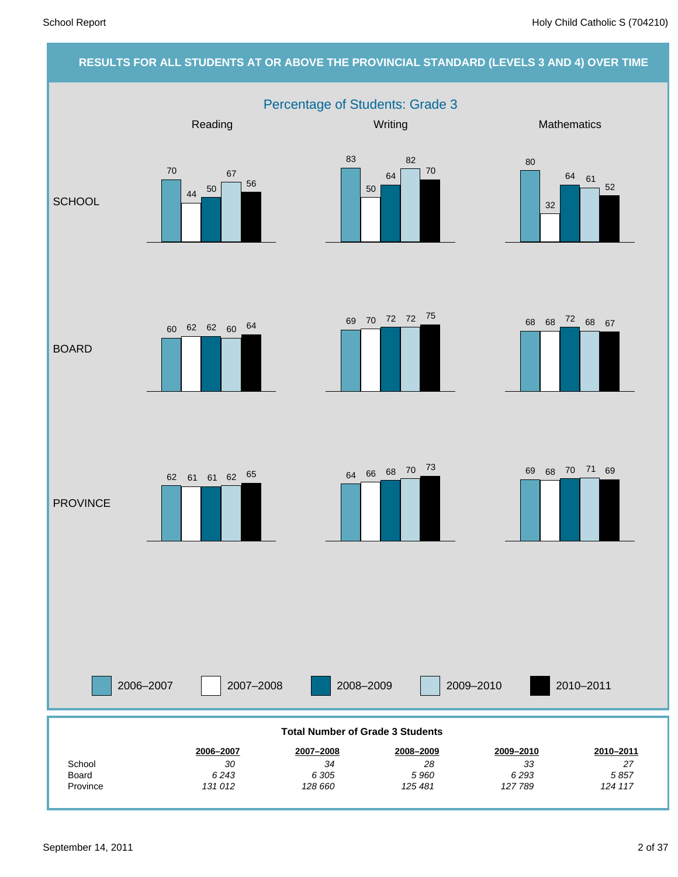## RESULTS FOR ALL STUDENTS AT OR ABOVE THE PROVINCIAL STANDARD (LEVELS 3 AND 4) OVER TIME

### Percentage of Students: Grade 3

| | Subject | 2006–2007 | 2007–2008 | 2008–2009 | 2009–2010 | 2010–2011 |
|---|---|---|---|---|---|---|
| SCHOOL | Reading | 70 | 44 | 50 | 67 | 56 |
| SCHOOL | Writing | 83 | 50 | 64 | 82 | 70 |
| SCHOOL | Mathematics | 80 | 32 | 64 | 61 | 52 |
| BOARD | Reading | 60 | 62 | 62 | 60 | 64 |
| BOARD | Writing | 69 | 70 | 72 | 72 | 75 |
| BOARD | Mathematics | 68 | 68 | 72 | 68 | 67 |
| PROVINCE | Reading | 62 | 61 | 61 | 62 | 65 |
| PROVINCE | Writing | 64 | 66 | 68 | 70 | 73 |
| PROVINCE | Mathematics | 69 | 68 | 70 | 71 | 69 |

**Total Number of Grade 3 Students**

| | 2006–2007 | 2007–2008 | 2008–2009 | 2009–2010 | 2010–2011 |
|---|---|---|---|---|---|
| School | *30* | *34* | *28* | *33* | *27* |
| Board | *6 243* | *6 305* | *5 960* | *6 293* | *5 857* |
| Province | *131 012* | *128 660* | *125 481* | *127 789* | *124 117* |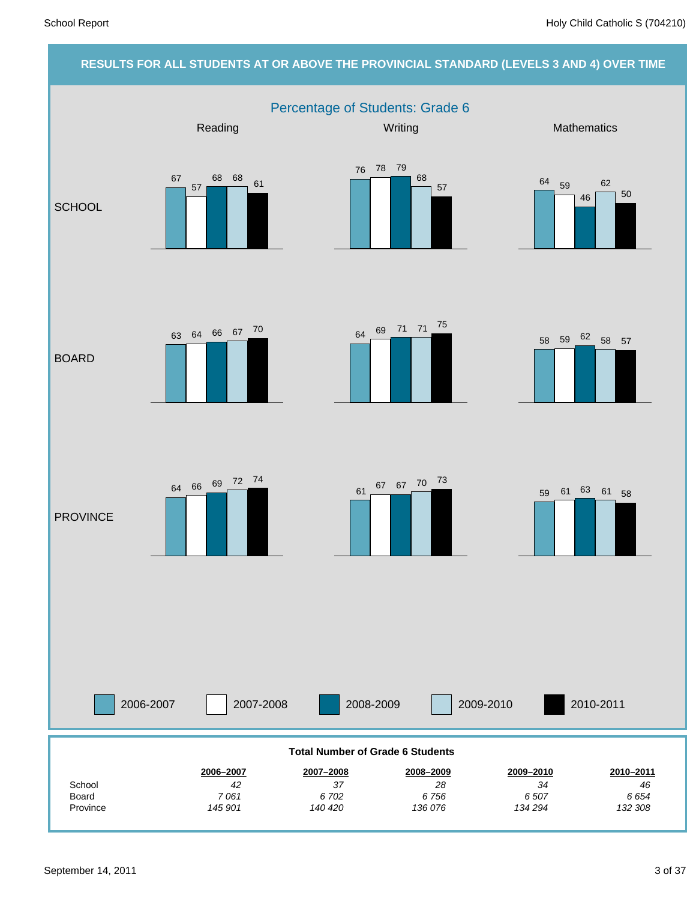## RESULTS FOR ALL STUDENTS AT OR ABOVE THE PROVINCIAL STANDARD (LEVELS 3 AND 4) OVER TIME

### Percentage of Students: Grade 6

| | Reading 2006-2007 | Reading 2007-2008 | Reading 2008-2009 | Reading 2009-2010 | Reading 2010-2011 | Writing 2006-2007 | Writing 2007-2008 | Writing 2008-2009 | Writing 2009-2010 | Writing 2010-2011 | Mathematics 2006-2007 | Mathematics 2007-2008 | Mathematics 2008-2009 | Mathematics 2009-2010 | Mathematics 2010-2011 |
|---|---|---|---|---|---|---|---|---|---|---|---|---|---|---|---|
| SCHOOL | 67 | 57 | 68 | 68 | 61 | 76 | 78 | 79 | 68 | 57 | 64 | 59 | 46 | 62 | 50 |
| BOARD | 63 | 64 | 66 | 67 | 70 | 64 | 69 | 71 | 71 | 75 | 58 | 59 | 62 | 58 | 57 |
| PROVINCE | 64 | 66 | 69 | 72 | 74 | 61 | 67 | 67 | 70 | 73 | 59 | 61 | 63 | 61 | 58 |

### Total Number of Grade 6 Students

| | 2006–2007 | 2007–2008 | 2008–2009 | 2009–2010 | 2010–2011 |
|---|---|---|---|---|---|
| School | *42* | *37* | *28* | *34* | *46* |
| Board | *7 061* | *6 702* | *6 756* | *6 507* | *6 654* |
| Province | *145 901* | *140 420* | *136 076* | *134 294* | *132 308* |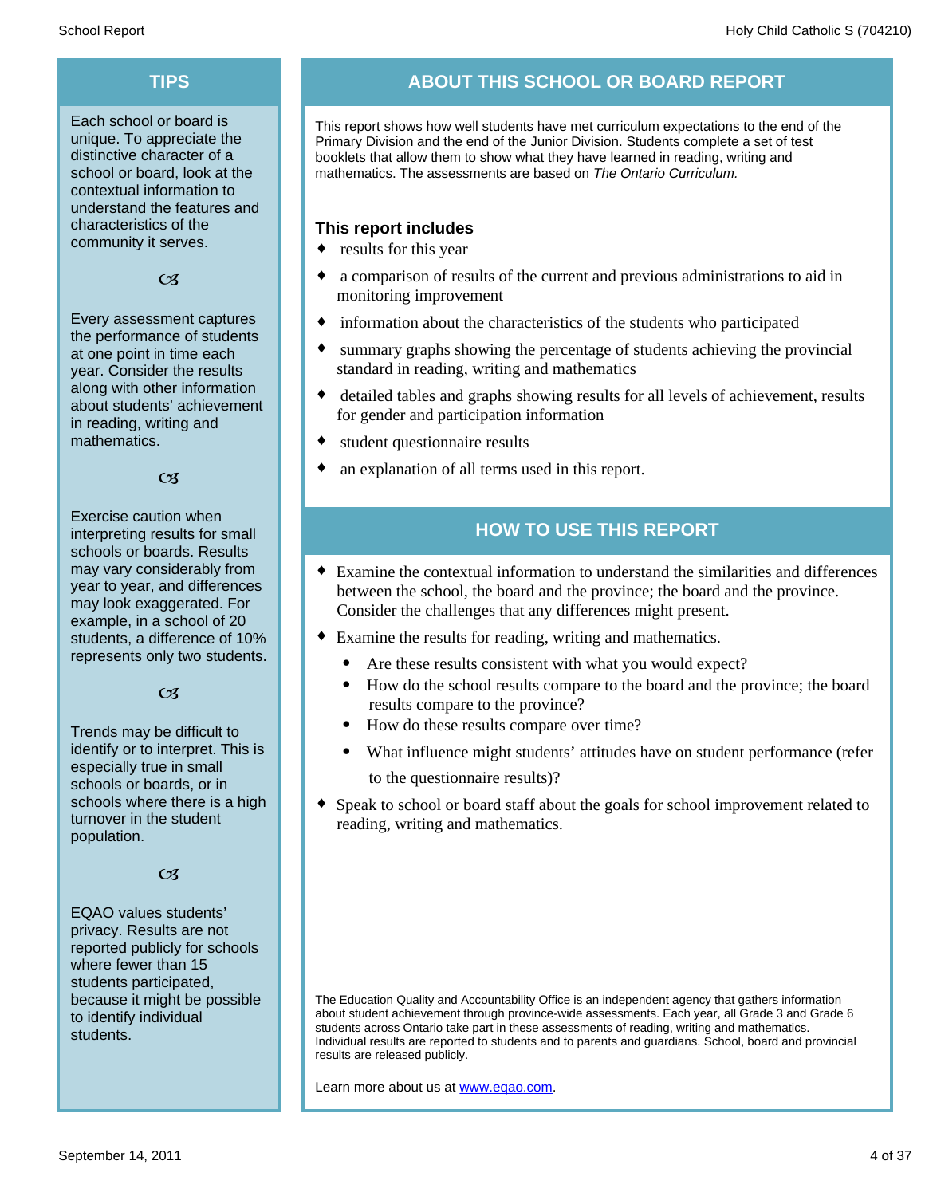## TIPS

Each school or board is unique. To appreciate the distinctive character of a school or board, look at the contextual information to understand the features and characteristics of the community it serves.

Every assessment captures the performance of students at one point in time each year. Consider the results along with other information about students' achievement in reading, writing and mathematics.

Exercise caution when interpreting results for small schools or boards. Results may vary considerably from year to year, and differences may look exaggerated. For example, in a school of 20 students, a difference of 10% represents only two students.

Trends may be difficult to identify or to interpret. This is especially true in small schools or boards, or in schools where there is a high turnover in the student population.

EQAO values students' privacy. Results are not reported publicly for schools where fewer than 15 students participated, because it might be possible to identify individual students.

## ABOUT THIS SCHOOL OR BOARD REPORT

This report shows how well students have met curriculum expectations to the end of the Primary Division and the end of the Junior Division. Students complete a set of test booklets that allow them to show what they have learned in reading, writing and mathematics. The assessments are based on *The Ontario Curriculum.*

### This report includes

- results for this year
- a comparison of results of the current and previous administrations to aid in monitoring improvement
- information about the characteristics of the students who participated
- summary graphs showing the percentage of students achieving the provincial standard in reading, writing and mathematics
- detailed tables and graphs showing results for all levels of achievement, results for gender and participation information
- student questionnaire results
- an explanation of all terms used in this report.

## HOW TO USE THIS REPORT

- Examine the contextual information to understand the similarities and differences between the school, the board and the province; the board and the province. Consider the challenges that any differences might present.
- Examine the results for reading, writing and mathematics.
  - Are these results consistent with what you would expect?
  - How do the school results compare to the board and the province; the board results compare to the province?
  - How do these results compare over time?
  - What influence might students' attitudes have on student performance (refer to the questionnaire results)?
- Speak to school or board staff about the goals for school improvement related to reading, writing and mathematics.

The Education Quality and Accountability Office is an independent agency that gathers information about student achievement through province-wide assessments. Each year, all Grade 3 and Grade 6 students across Ontario take part in these assessments of reading, writing and mathematics. Individual results are reported to students and to parents and guardians. School, board and provincial results are released publicly.

Learn more about us at [www.eqao.com](http://www.eqao.com).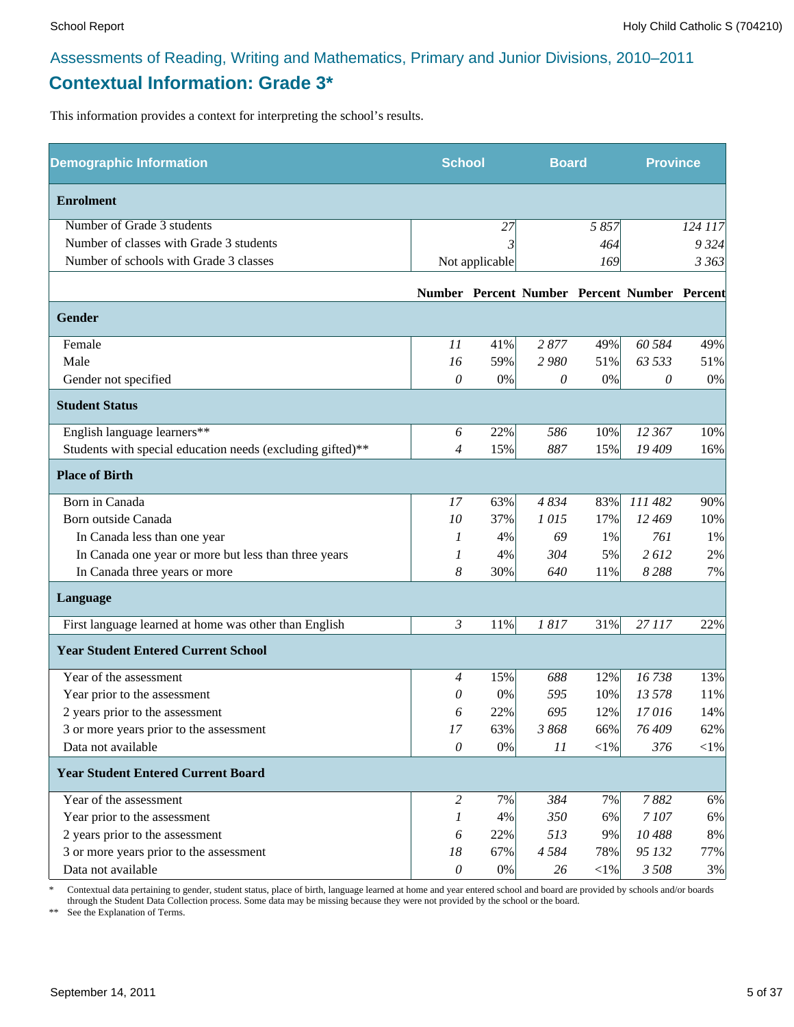## Assessments of Reading, Writing and Mathematics, Primary and Junior Divisions, 2010–2011

# Contextual Information: Grade 3*

This information provides a context for interpreting the school's results.

| Demographic Information | School | | Board | | Province | |
|---|---|---|---|---|---|---|
| **Enrolment** | | | | | | |
| Number of Grade 3 students | | 27 | | 5 857 | | 124 117 |
| Number of classes with Grade 3 students | | 3 | | 464 | | 9 324 |
| Number of schools with Grade 3 classes | | Not applicable | | 169 | | 3 363 |
| | **Number** | **Percent** | **Number** | **Percent** | **Number** | **Percent** |
| **Gender** | | | | | | |
| Female | 11 | 41% | 2 877 | 49% | 60 584 | 49% |
| Male | 16 | 59% | 2 980 | 51% | 63 533 | 51% |
| Gender not specified | 0 | 0% | 0 | 0% | 0 | 0% |
| **Student Status** | | | | | | |
| English language learners** | 6 | 22% | 586 | 10% | 12 367 | 10% |
| Students with special education needs (excluding gifted)** | 4 | 15% | 887 | 15% | 19 409 | 16% |
| **Place of Birth** | | | | | | |
| Born in Canada | 17 | 63% | 4 834 | 83% | 111 482 | 90% |
| Born outside Canada | 10 | 37% | 1 015 | 17% | 12 469 | 10% |
| In Canada less than one year | 1 | 4% | 69 | 1% | 761 | 1% |
| In Canada one year or more but less than three years | 1 | 4% | 304 | 5% | 2 612 | 2% |
| In Canada three years or more | 8 | 30% | 640 | 11% | 8 288 | 7% |
| **Language** | | | | | | |
| First language learned at home was other than English | 3 | 11% | 1 817 | 31% | 27 117 | 22% |
| **Year Student Entered Current School** | | | | | | |
| Year of the assessment | 4 | 15% | 688 | 12% | 16 738 | 13% |
| Year prior to the assessment | 0 | 0% | 595 | 10% | 13 578 | 11% |
| 2 years prior to the assessment | 6 | 22% | 695 | 12% | 17 016 | 14% |
| 3 or more years prior to the assessment | 17 | 63% | 3 868 | 66% | 76 409 | 62% |
| Data not available | 0 | 0% | 11 | <1% | 376 | <1% |
| **Year Student Entered Current Board** | | | | | | |
| Year of the assessment | 2 | 7% | 384 | 7% | 7 882 | 6% |
| Year prior to the assessment | 1 | 4% | 350 | 6% | 7 107 | 6% |
| 2 years prior to the assessment | 6 | 22% | 513 | 9% | 10 488 | 8% |
| 3 or more years prior to the assessment | 18 | 67% | 4 584 | 78% | 95 132 | 77% |
| Data not available | 0 | 0% | 26 | <1% | 3 508 | 3% |

\* Contextual data pertaining to gender, student status, place of birth, language learned at home and year entered school and board are provided by schools and/or boards through the Student Data Collection process. Some data may be missing because they were not provided by the school or the board.

\*\* See the Explanation of Terms.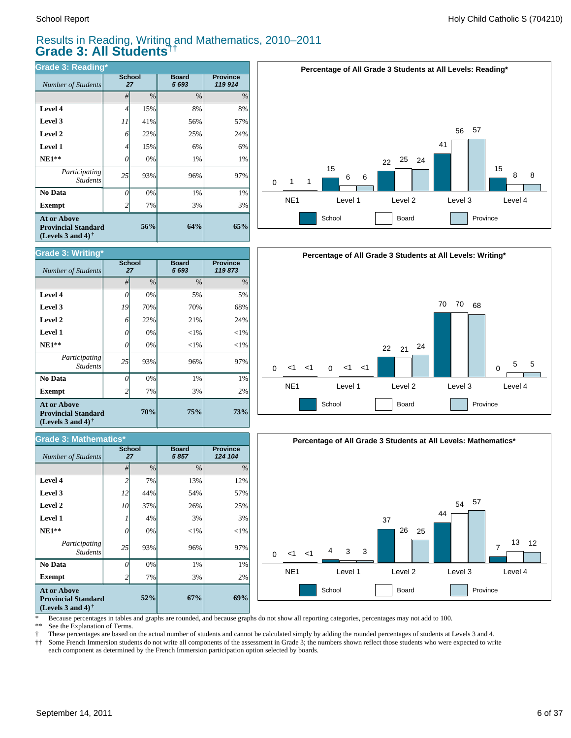# Results in Reading, Writing and Mathematics, 2010–2011

## Grade 3: All Students††

### Grade 3: Reading*

| *Number of Students* | School 27 | | Board 5 693 | Province 119 914 |
|---|---|---|---|---|
| | # | % | % | % |
| **Level 4** | 4 | 15% | 8% | 8% |
| **Level 3** | 11 | 41% | 56% | 57% |
| **Level 2** | 6 | 22% | 25% | 24% |
| **Level 1** | 4 | 15% | 6% | 6% |
| **NE1**** | 0 | 0% | 1% | 1% |
| *Participating Students* | 25 | 93% | 96% | 97% |
| **No Data** | 0 | 0% | 1% | 1% |
| **Exempt** | 2 | 7% | 3% | 3% |
| **At or Above Provincial Standard (Levels 3 and 4)** † | | **56%** | **64%** | **65%** |

**Percentage of All Grade 3 Students at All Levels: Reading***

| | NE1 | Level 1 | Level 2 | Level 3 | Level 4 |
|---|---|---|---|---|---|
| School | 0 | 15 | 22 | 41 | 15 |
| Board | 1 | 6 | 25 | 56 | 8 |
| Province | 1 | 6 | 24 | 57 | 8 |

### Grade 3: Writing*

| *Number of Students* | School 27 | | Board 5 693 | Province 119 873 |
|---|---|---|---|---|
| | # | % | % | % |
| **Level 4** | 0 | 0% | 5% | 5% |
| **Level 3** | 19 | 70% | 70% | 68% |
| **Level 2** | 6 | 22% | 21% | 24% |
| **Level 1** | 0 | 0% | <1% | <1% |
| **NE1**** | 0 | 0% | <1% | <1% |
| *Participating Students* | 25 | 93% | 96% | 97% |
| **No Data** | 0 | 0% | 1% | 1% |
| **Exempt** | 2 | 7% | 3% | 2% |
| **At or Above Provincial Standard (Levels 3 and 4)** † | | **70%** | **75%** | **73%** |

**Percentage of All Grade 3 Students at All Levels: Writing***

| | NE1 | Level 1 | Level 2 | Level 3 | Level 4 |
|---|---|---|---|---|---|
| School | 0 | 0 | 22 | 70 | 0 |
| Board | <1 | <1 | 21 | 70 | 5 |
| Province | <1 | <1 | 24 | 68 | 5 |

### Grade 3: Mathematics*

| *Number of Students* | School 27 | | Board 5 857 | Province 124 104 |
|---|---|---|---|---|
| | # | % | % | % |
| **Level 4** | 2 | 7% | 13% | 12% |
| **Level 3** | 12 | 44% | 54% | 57% |
| **Level 2** | 10 | 37% | 26% | 25% |
| **Level 1** | 1 | 4% | 3% | 3% |
| **NE1**** | 0 | 0% | <1% | <1% |
| *Participating Students* | 25 | 93% | 96% | 97% |
| **No Data** | 0 | 0% | 1% | 1% |
| **Exempt** | 2 | 7% | 3% | 2% |
| **At or Above Provincial Standard (Levels 3 and 4)** † | | **52%** | **67%** | **69%** |

**Percentage of All Grade 3 Students at All Levels: Mathematics***

| | NE1 | Level 1 | Level 2 | Level 3 | Level 4 |
|---|---|---|---|---|---|
| School | 0 | 4 | 37 | 44 | 7 |
| Board | <1 | 3 | 26 | 54 | 13 |
| Province | <1 | 3 | 25 | 57 | 12 |

\* Because percentages in tables and graphs are rounded, and because graphs do not show all reporting categories, percentages may not add to 100.

** See the Explanation of Terms.

† These percentages are based on the actual number of students and cannot be calculated simply by adding the rounded percentages of students at Levels 3 and 4.

†† Some French Immersion students do not write all components of the assessment in Grade 3; the numbers shown reflect those students who were expected to write each component as determined by the French Immersion participation option selected by boards.

September 14, 2011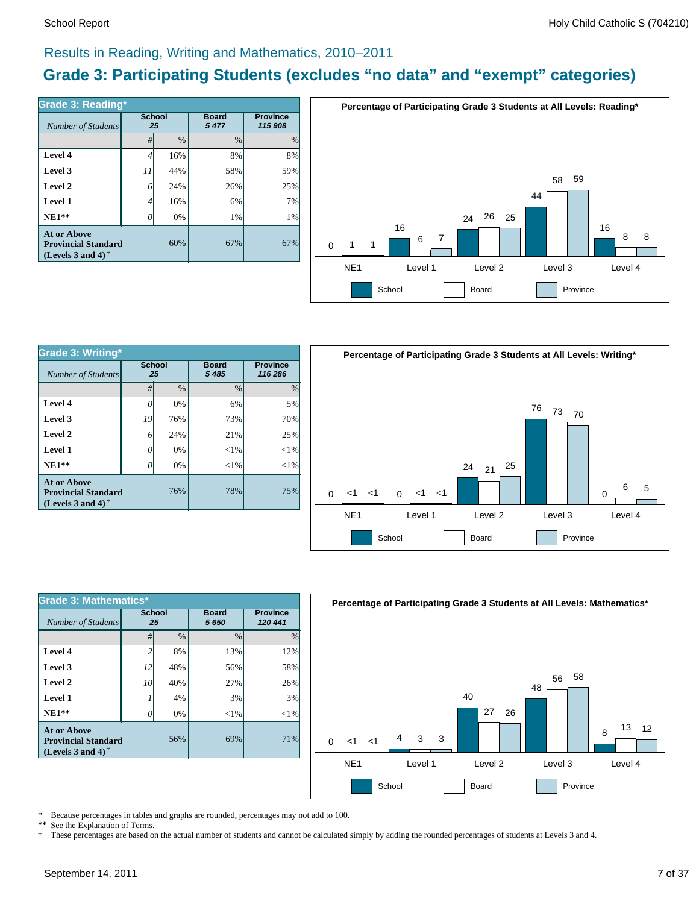## Results in Reading, Writing and Mathematics, 2010–2011

# Grade 3: Participating Students (excludes "no data" and "exempt" categories)

| Grade 3: Reading* | School | | Board | Province |
|---|---|---|---|---|
| *Number of Students* | 25 | | 5 477 | 115 908 |
| | # | % | % | % |
| **Level 4** | 4 | 16% | 8% | 8% |
| **Level 3** | 11 | 44% | 58% | 59% |
| **Level 2** | 6 | 24% | 26% | 25% |
| **Level 1** | 4 | 16% | 6% | 7% |
| **NE1**** | 0 | 0% | 1% | 1% |
| **At or Above Provincial Standard (Levels 3 and 4)** † | | 60% | 67% | 67% |

**Percentage of Participating Grade 3 Students at All Levels: Reading***

| | NE1 | Level 1 | Level 2 | Level 3 | Level 4 |
|---|---|---|---|---|---|
| School | 0 | 16 | 24 | 44 | 16 |
| Board | 1 | 6 | 26 | 58 | 8 |
| Province | 1 | 7 | 25 | 59 | 8 |

| Grade 3: Writing* | School | | Board | Province |
|---|---|---|---|---|
| *Number of Students* | 25 | | 5 485 | 116 286 |
| | # | % | % | % |
| **Level 4** | 0 | 0% | 6% | 5% |
| **Level 3** | 19 | 76% | 73% | 70% |
| **Level 2** | 6 | 24% | 21% | 25% |
| **Level 1** | 0 | 0% | <1% | <1% |
| **NE1**** | 0 | 0% | <1% | <1% |
| **At or Above Provincial Standard (Levels 3 and 4)** † | | 76% | 78% | 75% |

**Percentage of Participating Grade 3 Students at All Levels: Writing***

| | NE1 | Level 1 | Level 2 | Level 3 | Level 4 |
|---|---|---|---|---|---|
| School | 0 | 0 | 24 | 76 | 0 |
| Board | <1 | <1 | 21 | 73 | 6 |
| Province | <1 | <1 | 25 | 70 | 5 |

| Grade 3: Mathematics* | School | | Board | Province |
|---|---|---|---|---|
| *Number of Students* | 25 | | 5 650 | 120 441 |
| | # | % | % | % |
| **Level 4** | 2 | 8% | 13% | 12% |
| **Level 3** | 12 | 48% | 56% | 58% |
| **Level 2** | 10 | 40% | 27% | 26% |
| **Level 1** | 1 | 4% | 3% | 3% |
| **NE1**** | 0 | 0% | <1% | <1% |
| **At or Above Provincial Standard (Levels 3 and 4)** † | | 56% | 69% | 71% |

**Percentage of Participating Grade 3 Students at All Levels: Mathematics***

| | NE1 | Level 1 | Level 2 | Level 3 | Level 4 |
|---|---|---|---|---|---|
| School | 0 | 4 | 40 | 48 | 8 |
| Board | <1 | 3 | 27 | 56 | 13 |
| Province | <1 | 3 | 26 | 58 | 12 |

\* Because percentages in tables and graphs are rounded, percentages may not add to 100.

** See the Explanation of Terms.

† These percentages are based on the actual number of students and cannot be calculated simply by adding the rounded percentages of students at Levels 3 and 4.

September 14, 2011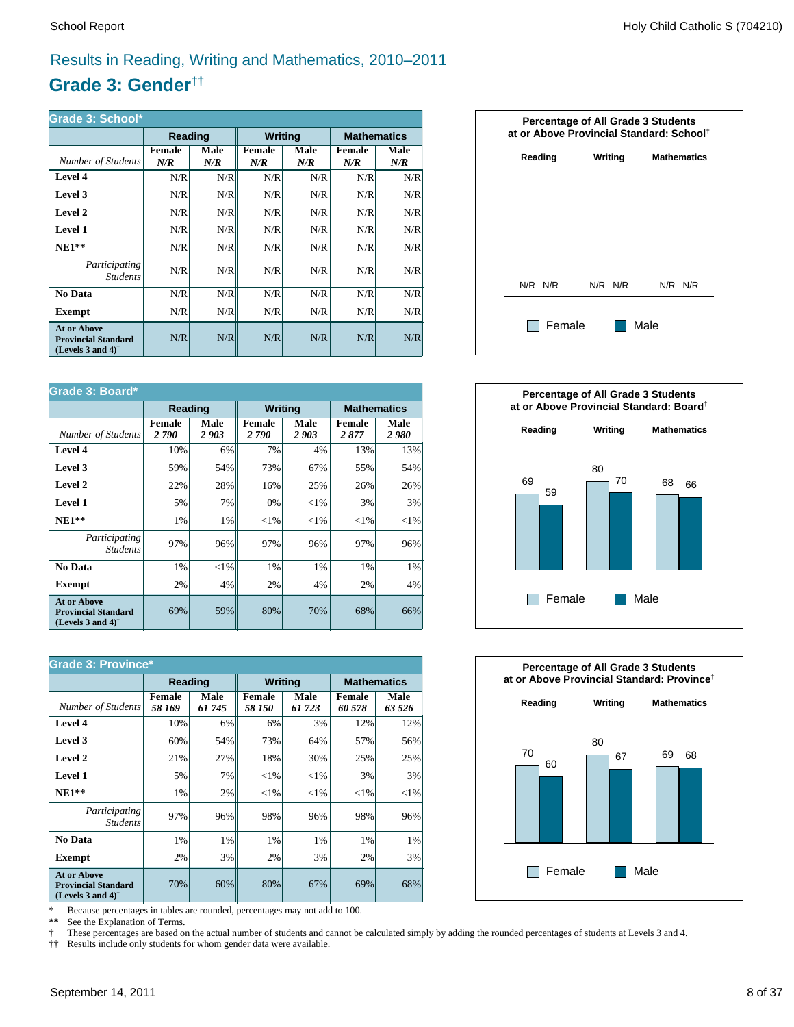## Results in Reading, Writing and Mathematics, 2010–2011

# Grade 3: Gender††

**Grade 3: School***

| | Reading | | Writing | | Mathematics | |
|---|---|---|---|---|---|---|
| *Number of Students* | **Female** *N/R* | **Male** *N/R* | **Female** *N/R* | **Male** *N/R* | **Female** *N/R* | **Male** *N/R* |
| **Level 4** | N/R | N/R | N/R | N/R | N/R | N/R |
| **Level 3** | N/R | N/R | N/R | N/R | N/R | N/R |
| **Level 2** | N/R | N/R | N/R | N/R | N/R | N/R |
| **Level 1** | N/R | N/R | N/R | N/R | N/R | N/R |
| **NE1**** | N/R | N/R | N/R | N/R | N/R | N/R |
| *Participating Students* | N/R | N/R | N/R | N/R | N/R | N/R |
| **No Data** | N/R | N/R | N/R | N/R | N/R | N/R |
| **Exempt** | N/R | N/R | N/R | N/R | N/R | N/R |
| **At or Above Provincial Standard (Levels 3 and 4)†** | N/R | N/R | N/R | N/R | N/R | N/R |

**Percentage of All Grade 3 Students at or Above Provincial Standard: School†**

| | Reading | Writing | Mathematics |
|---|---|---|---|
| Female | N/R | N/R | N/R |
| Male | N/R | N/R | N/R |

**Grade 3: Board***

| | Reading | | Writing | | Mathematics | |
|---|---|---|---|---|---|---|
| *Number of Students* | **Female** *2 790* | **Male** *2 903* | **Female** *2 790* | **Male** *2 903* | **Female** *2 877* | **Male** *2 980* |
| **Level 4** | 10% | 6% | 7% | 4% | 13% | 13% |
| **Level 3** | 59% | 54% | 73% | 67% | 55% | 54% |
| **Level 2** | 22% | 28% | 16% | 25% | 26% | 26% |
| **Level 1** | 5% | 7% | 0% | <1% | 3% | 3% |
| **NE1**** | 1% | 1% | <1% | <1% | <1% | <1% |
| *Participating Students* | 97% | 96% | 97% | 96% | 97% | 96% |
| **No Data** | 1% | <1% | 1% | 1% | 1% | 1% |
| **Exempt** | 2% | 4% | 2% | 4% | 2% | 4% |
| **At or Above Provincial Standard (Levels 3 and 4)†** | 69% | 59% | 80% | 70% | 68% | 66% |

**Percentage of All Grade 3 Students at or Above Provincial Standard: Board†**

| | Reading | Writing | Mathematics |
|---|---|---|---|
| Female | 69 | 80 | 68 |
| Male | 59 | 70 | 66 |

**Grade 3: Province***

| | Reading | | Writing | | Mathematics | |
|---|---|---|---|---|---|---|
| *Number of Students* | **Female** *58 169* | **Male** *61 745* | **Female** *58 150* | **Male** *61 723* | **Female** *60 578* | **Male** *63 526* |
| **Level 4** | 10% | 6% | 6% | 3% | 12% | 12% |
| **Level 3** | 60% | 54% | 73% | 64% | 57% | 56% |
| **Level 2** | 21% | 27% | 18% | 30% | 25% | 25% |
| **Level 1** | 5% | 7% | <1% | <1% | 3% | 3% |
| **NE1**** | 1% | 2% | <1% | <1% | <1% | <1% |
| *Participating Students* | 97% | 96% | 98% | 96% | 98% | 96% |
| **No Data** | 1% | 1% | 1% | 1% | 1% | 1% |
| **Exempt** | 2% | 3% | 2% | 3% | 2% | 3% |
| **At or Above Provincial Standard (Levels 3 and 4)†** | 70% | 60% | 80% | 67% | 69% | 68% |

**Percentage of All Grade 3 Students at or Above Provincial Standard: Province†**

| | Reading | Writing | Mathematics |
|---|---|---|---|
| Female | 70 | 80 | 69 |
| Male | 60 | 67 | 68 |

\* Because percentages in tables are rounded, percentages may not add to 100.
** See the Explanation of Terms.
† These percentages are based on the actual number of students and cannot be calculated simply by adding the rounded percentages of students at Levels 3 and 4.
†† Results include only students for whom gender data were available.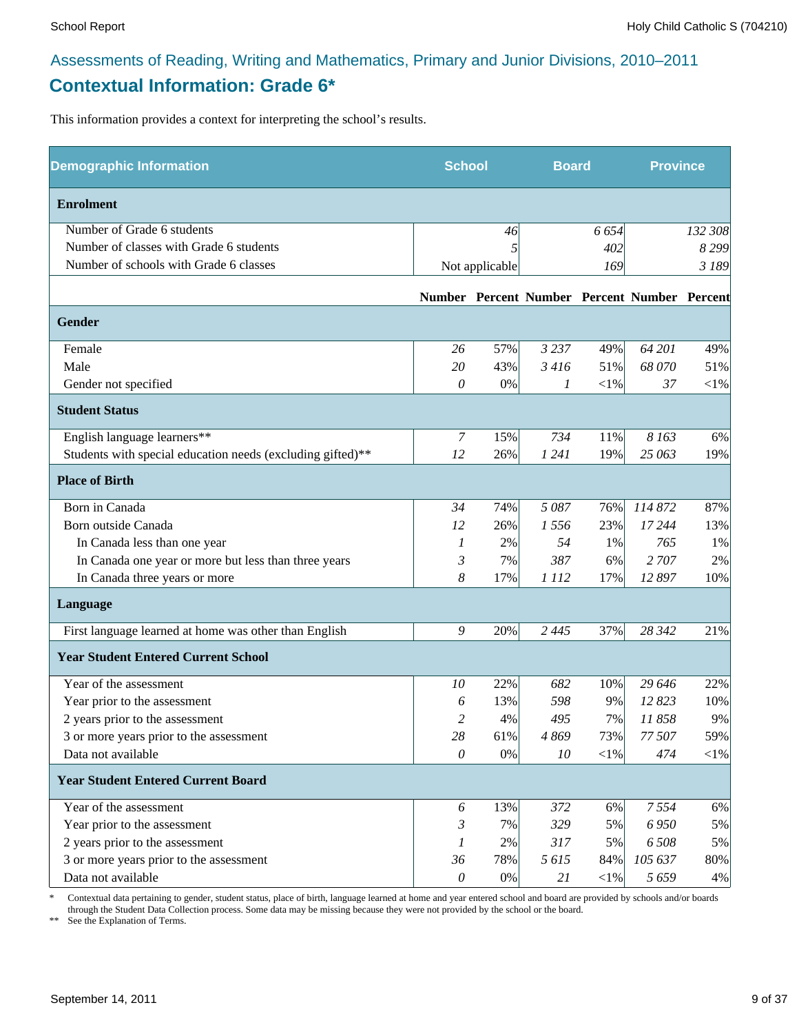Assessments of Reading, Writing and Mathematics, Primary and Junior Divisions, 2010–2011

## Contextual Information: Grade 6*

This information provides a context for interpreting the school's results.

| Demographic Information | School | | Board | | Province | |
|---|---|---|---|---|---|---|
| **Enrolment** | | | | | | |
| Number of Grade 6 students | | 46 | | 6 654 | | 132 308 |
| Number of classes with Grade 6 students | | 5 | | 402 | | 8 299 |
| Number of schools with Grade 6 classes | | Not applicable | | 169 | | 3 189 |
| | **Number** | **Percent** | **Number** | **Percent** | **Number** | **Percent** |
| **Gender** | | | | | | |
| Female | 26 | 57% | 3 237 | 49% | 64 201 | 49% |
| Male | 20 | 43% | 3 416 | 51% | 68 070 | 51% |
| Gender not specified | 0 | 0% | 1 | <1% | 37 | <1% |
| **Student Status** | | | | | | |
| English language learners** | 7 | 15% | 734 | 11% | 8 163 | 6% |
| Students with special education needs (excluding gifted)** | 12 | 26% | 1 241 | 19% | 25 063 | 19% |
| **Place of Birth** | | | | | | |
| Born in Canada | 34 | 74% | 5 087 | 76% | 114 872 | 87% |
| Born outside Canada | 12 | 26% | 1 556 | 23% | 17 244 | 13% |
| In Canada less than one year | 1 | 2% | 54 | 1% | 765 | 1% |
| In Canada one year or more but less than three years | 3 | 7% | 387 | 6% | 2 707 | 2% |
| In Canada three years or more | 8 | 17% | 1 112 | 17% | 12 897 | 10% |
| **Language** | | | | | | |
| First language learned at home was other than English | 9 | 20% | 2 445 | 37% | 28 342 | 21% |
| **Year Student Entered Current School** | | | | | | |
| Year of the assessment | 10 | 22% | 682 | 10% | 29 646 | 22% |
| Year prior to the assessment | 6 | 13% | 598 | 9% | 12 823 | 10% |
| 2 years prior to the assessment | 2 | 4% | 495 | 7% | 11 858 | 9% |
| 3 or more years prior to the assessment | 28 | 61% | 4 869 | 73% | 77 507 | 59% |
| Data not available | 0 | 0% | 10 | <1% | 474 | <1% |
| **Year Student Entered Current Board** | | | | | | |
| Year of the assessment | 6 | 13% | 372 | 6% | 7 554 | 6% |
| Year prior to the assessment | 3 | 7% | 329 | 5% | 6 950 | 5% |
| 2 years prior to the assessment | 1 | 2% | 317 | 5% | 6 508 | 5% |
| 3 or more years prior to the assessment | 36 | 78% | 5 615 | 84% | 105 637 | 80% |
| Data not available | 0 | 0% | 21 | <1% | 5 659 | 4% |

\* Contextual data pertaining to gender, student status, place of birth, language learned at home and year entered school and board are provided by schools and/or boards through the Student Data Collection process. Some data may be missing because they were not provided by the school or the board.

** See the Explanation of Terms.

September 14, 2011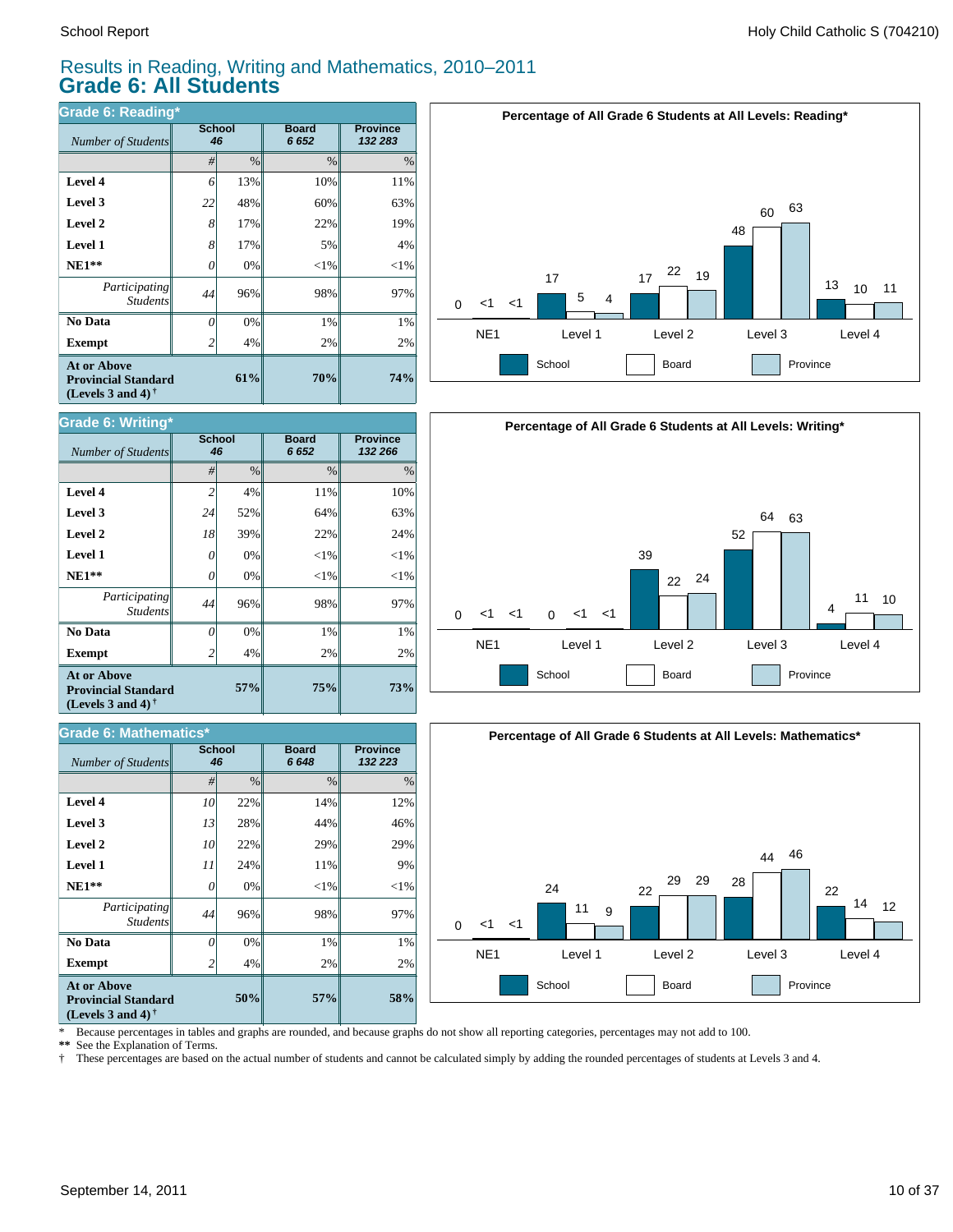# Results in Reading, Writing and Mathematics, 2010–2011
## Grade 6: All Students

### Grade 6: Reading*

| *Number of Students* | School 46 | | Board 6 652 | Province 132 283 |
|---|---|---|---|---|
| | # | % | % | % |
| **Level 4** | 6 | 13% | 10% | 11% |
| **Level 3** | 22 | 48% | 60% | 63% |
| **Level 2** | 8 | 17% | 22% | 19% |
| **Level 1** | 8 | 17% | 5% | 4% |
| **NE1**** | 0 | 0% | <1% | <1% |
| *Participating Students* | 44 | 96% | 98% | 97% |
| **No Data** | 0 | 0% | 1% | 1% |
| **Exempt** | 2 | 4% | 2% | 2% |
| **At or Above Provincial Standard (Levels 3 and 4)** † | | **61%** | **70%** | **74%** |

**Percentage of All Grade 6 Students at All Levels: Reading***

| | School | Board | Province |
|---|---|---|---|
| NE1 | 0 | <1 | <1 |
| Level 1 | 17 | 5 | 4 |
| Level 2 | 17 | 22 | 19 |
| Level 3 | 48 | 60 | 63 |
| Level 4 | 13 | 10 | 11 |

### Grade 6: Writing*

| *Number of Students* | School 46 | | Board 6 652 | Province 132 266 |
|---|---|---|---|---|
| | # | % | % | % |
| **Level 4** | 2 | 4% | 11% | 10% |
| **Level 3** | 24 | 52% | 64% | 63% |
| **Level 2** | 18 | 39% | 22% | 24% |
| **Level 1** | 0 | 0% | <1% | <1% |
| **NE1**** | 0 | 0% | <1% | <1% |
| *Participating Students* | 44 | 96% | 98% | 97% |
| **No Data** | 0 | 0% | 1% | 1% |
| **Exempt** | 2 | 4% | 2% | 2% |
| **At or Above Provincial Standard (Levels 3 and 4)** † | | **57%** | **75%** | **73%** |

**Percentage of All Grade 6 Students at All Levels: Writing***

| | School | Board | Province |
|---|---|---|---|
| NE1 | 0 | <1 | <1 |
| Level 1 | 0 | <1 | <1 |
| Level 2 | 39 | 22 | 24 |
| Level 3 | 52 | 64 | 63 |
| Level 4 | 4 | 11 | 10 |

### Grade 6: Mathematics*

| *Number of Students* | School 46 | | Board 6 648 | Province 132 223 |
|---|---|---|---|---|
| | # | % | % | % |
| **Level 4** | 10 | 22% | 14% | 12% |
| **Level 3** | 13 | 28% | 44% | 46% |
| **Level 2** | 10 | 22% | 29% | 29% |
| **Level 1** | 11 | 24% | 11% | 9% |
| **NE1**** | 0 | 0% | <1% | <1% |
| *Participating Students* | 44 | 96% | 98% | 97% |
| **No Data** | 0 | 0% | 1% | 1% |
| **Exempt** | 2 | 4% | 2% | 2% |
| **At or Above Provincial Standard (Levels 3 and 4)** † | | **50%** | **57%** | **58%** |

**Percentage of All Grade 6 Students at All Levels: Mathematics***

| | School | Board | Province |
|---|---|---|---|
| NE1 | 0 | <1 | <1 |
| Level 1 | 24 | 11 | 9 |
| Level 2 | 22 | 29 | 29 |
| Level 3 | 28 | 44 | 46 |
| Level 4 | 22 | 14 | 12 |

\* Because percentages in tables and graphs are rounded, and because graphs do not show all reporting categories, percentages may not add to 100.
** See the Explanation of Terms.
† These percentages are based on the actual number of students and cannot be calculated simply by adding the rounded percentages of students at Levels 3 and 4.

September 14, 2011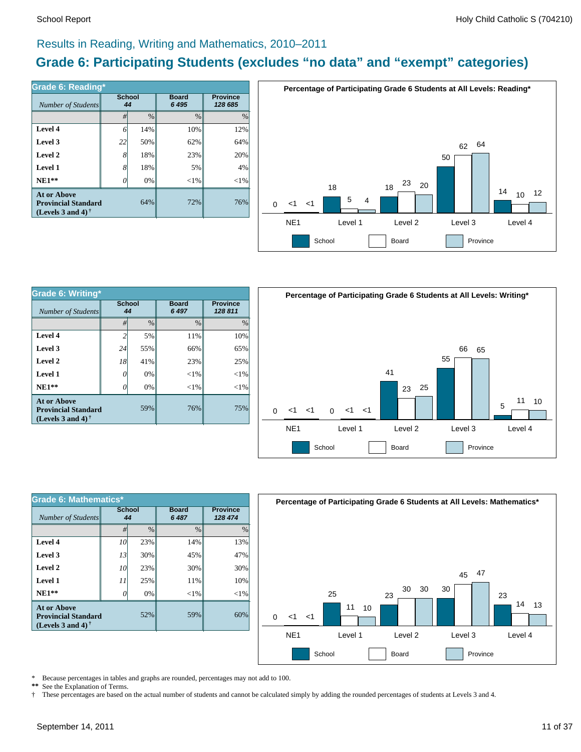## Results in Reading, Writing and Mathematics, 2010–2011

# Grade 6: Participating Students (excludes “no data” and “exempt” categories)

### Grade 6: Reading*

| | School | | Board | Province |
|---|---|---|---|---|
| *Number of Students* | 44 | | 6 495 | 128 685 |
| | # | % | % | % |
| **Level 4** | 6 | 14% | 10% | 12% |
| **Level 3** | 22 | 50% | 62% | 64% |
| **Level 2** | 8 | 18% | 23% | 20% |
| **Level 1** | 8 | 18% | 5% | 4% |
| **NE1**** | 0 | 0% | <1% | <1% |
| **At or Above Provincial Standard (Levels 3 and 4)†** | | 64% | 72% | 76% |

**Percentage of Participating Grade 6 Students at All Levels: Reading***

| | NE1 | Level 1 | Level 2 | Level 3 | Level 4 |
|---|---|---|---|---|---|
| School | 0 | 18 | 18 | 50 | 14 |
| Board | <1 | 5 | 23 | 62 | 10 |
| Province | <1 | 4 | 20 | 64 | 12 |

### Grade 6: Writing*

| | School | | Board | Province |
|---|---|---|---|---|
| *Number of Students* | 44 | | 6 497 | 128 811 |
| | # | % | % | % |
| **Level 4** | 2 | 5% | 11% | 10% |
| **Level 3** | 24 | 55% | 66% | 65% |
| **Level 2** | 18 | 41% | 23% | 25% |
| **Level 1** | 0 | 0% | <1% | <1% |
| **NE1**** | 0 | 0% | <1% | <1% |
| **At or Above Provincial Standard (Levels 3 and 4)†** | | 59% | 76% | 75% |

**Percentage of Participating Grade 6 Students at All Levels: Writing***

| | NE1 | Level 1 | Level 2 | Level 3 | Level 4 |
|---|---|---|---|---|---|
| School | 0 | 0 | 41 | 55 | 5 |
| Board | <1 | <1 | 23 | 66 | 11 |
| Province | <1 | <1 | 25 | 65 | 10 |

### Grade 6: Mathematics*

| | School | | Board | Province |
|---|---|---|---|---|
| *Number of Students* | 44 | | 6 487 | 128 474 |
| | # | % | % | % |
| **Level 4** | 10 | 23% | 14% | 13% |
| **Level 3** | 13 | 30% | 45% | 47% |
| **Level 2** | 10 | 23% | 30% | 30% |
| **Level 1** | 11 | 25% | 11% | 10% |
| **NE1**** | 0 | 0% | <1% | <1% |
| **At or Above Provincial Standard (Levels 3 and 4)†** | | 52% | 59% | 60% |

**Percentage of Participating Grade 6 Students at All Levels: Mathematics***

| | NE1 | Level 1 | Level 2 | Level 3 | Level 4 |
|---|---|---|---|---|---|
| School | 0 | 25 | 23 | 30 | 23 |
| Board | <1 | 11 | 30 | 45 | 14 |
| Province | <1 | 10 | 30 | 47 | 13 |

\* Because percentages in tables and graphs are rounded, percentages may not add to 100.
** See the Explanation of Terms.
† These percentages are based on the actual number of students and cannot be calculated simply by adding the rounded percentages of students at Levels 3 and 4.

September 14, 2011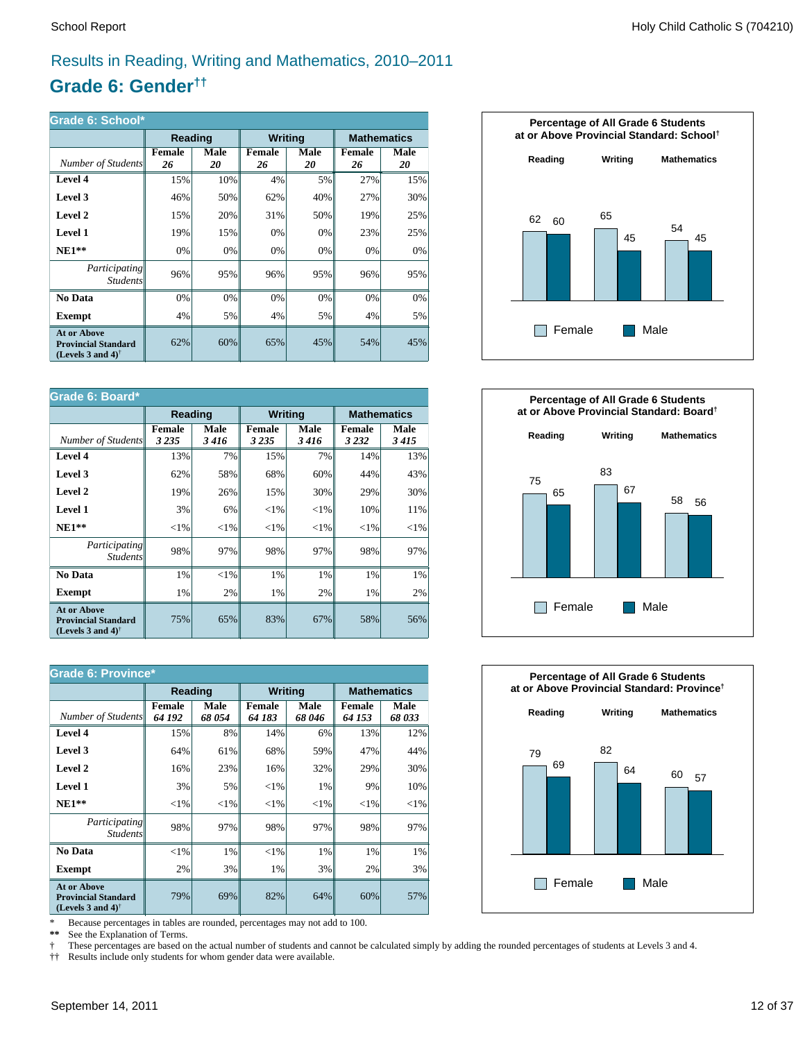# Results in Reading, Writing and Mathematics, 2010–2011

## Grade 6: Gender††

**Grade 6: School***

| | Reading | | Writing | | Mathematics | |
|---|---|---|---|---|---|---|
| *Number of Students* | Female *26* | Male *20* | Female *26* | Male *20* | Female *26* | Male *20* |
| **Level 4** | 15% | 10% | 4% | 5% | 27% | 15% |
| **Level 3** | 46% | 50% | 62% | 40% | 27% | 30% |
| **Level 2** | 15% | 20% | 31% | 50% | 19% | 25% |
| **Level 1** | 19% | 15% | 0% | 0% | 23% | 25% |
| **NE1**** | 0% | 0% | 0% | 0% | 0% | 0% |
| *Participating Students* | 96% | 95% | 96% | 95% | 96% | 95% |
| **No Data** | 0% | 0% | 0% | 0% | 0% | 0% |
| **Exempt** | 4% | 5% | 4% | 5% | 4% | 5% |
| **At or Above Provincial Standard (Levels 3 and 4)†** | 62% | 60% | 65% | 45% | 54% | 45% |

**Percentage of All Grade 6 Students at or Above Provincial Standard: School†**

| | Female | Male |
|---|---|---|
| Reading | 62 | 60 |
| Writing | 65 | 45 |
| Mathematics | 54 | 45 |

**Grade 6: Board***

| | Reading | | Writing | | Mathematics | |
|---|---|---|---|---|---|---|
| *Number of Students* | Female *3 235* | Male *3 416* | Female *3 235* | Male *3 416* | Female *3 232* | Male *3 415* |
| **Level 4** | 13% | 7% | 15% | 7% | 14% | 13% |
| **Level 3** | 62% | 58% | 68% | 60% | 44% | 43% |
| **Level 2** | 19% | 26% | 15% | 30% | 29% | 30% |
| **Level 1** | 3% | 6% | <1% | <1% | 10% | 11% |
| **NE1**** | <1% | <1% | <1% | <1% | <1% | <1% |
| *Participating Students* | 98% | 97% | 98% | 97% | 98% | 97% |
| **No Data** | 1% | <1% | 1% | 1% | 1% | 1% |
| **Exempt** | 1% | 2% | 1% | 2% | 1% | 2% |
| **At or Above Provincial Standard (Levels 3 and 4)†** | 75% | 65% | 83% | 67% | 58% | 56% |

**Percentage of All Grade 6 Students at or Above Provincial Standard: Board†**

| | Female | Male |
|---|---|---|
| Reading | 75 | 65 |
| Writing | 83 | 67 |
| Mathematics | 58 | 56 |

**Grade 6: Province***

| | Reading | | Writing | | Mathematics | |
|---|---|---|---|---|---|---|
| *Number of Students* | Female *64 192* | Male *68 054* | Female *64 183* | Male *68 046* | Female *64 153* | Male *68 033* |
| **Level 4** | 15% | 8% | 14% | 6% | 13% | 12% |
| **Level 3** | 64% | 61% | 68% | 59% | 47% | 44% |
| **Level 2** | 16% | 23% | 16% | 32% | 29% | 30% |
| **Level 1** | 3% | 5% | <1% | 1% | 9% | 10% |
| **NE1**** | <1% | <1% | <1% | <1% | <1% | <1% |
| *Participating Students* | 98% | 97% | 98% | 97% | 98% | 97% |
| **No Data** | <1% | 1% | <1% | 1% | 1% | 1% |
| **Exempt** | 2% | 3% | 1% | 3% | 2% | 3% |
| **At or Above Provincial Standard (Levels 3 and 4)†** | 79% | 69% | 82% | 64% | 60% | 57% |

**Percentage of All Grade 6 Students at or Above Provincial Standard: Province†**

| | Female | Male |
|---|---|---|
| Reading | 79 | 69 |
| Writing | 82 | 64 |
| Mathematics | 60 | 57 |

\* Because percentages in tables are rounded, percentages may not add to 100.

** See the Explanation of Terms.

† These percentages are based on the actual number of students and cannot be calculated simply by adding the rounded percentages of students at Levels 3 and 4.

†† Results include only students for whom gender data were available.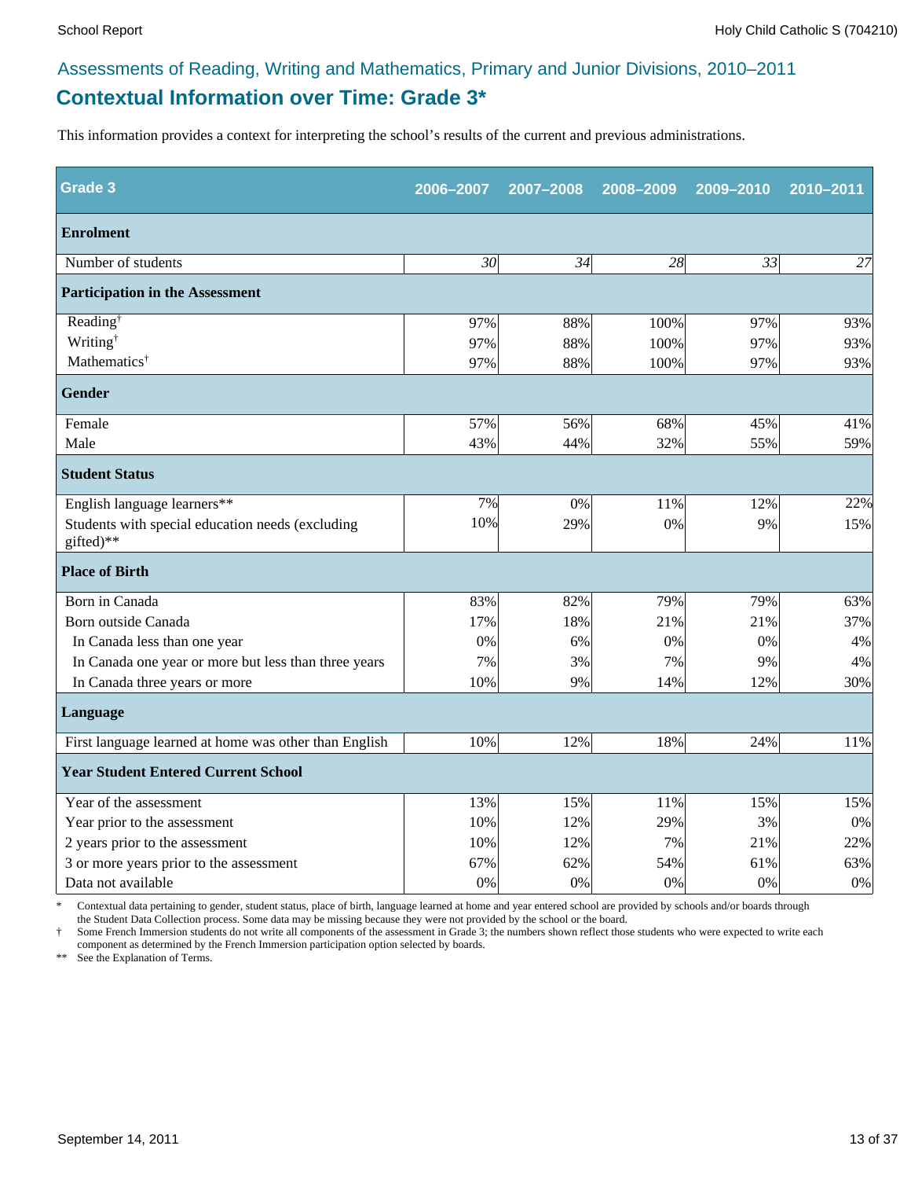Assessments of Reading, Writing and Mathematics, Primary and Junior Divisions, 2010–2011

## Contextual Information over Time: Grade 3*

This information provides a context for interpreting the school's results of the current and previous administrations.

| Grade 3 | 2006–2007 | 2007–2008 | 2008–2009 | 2009–2010 | 2010–2011 |
|---|---|---|---|---|---|
| **Enrolment** | | | | | |
| Number of students | *30* | *34* | *28* | *33* | *27* |
| **Participation in the Assessment** | | | | | |
| Reading† | 97% | 88% | 100% | 97% | 93% |
| Writing† | 97% | 88% | 100% | 97% | 93% |
| Mathematics† | 97% | 88% | 100% | 97% | 93% |
| **Gender** | | | | | |
| Female | 57% | 56% | 68% | 45% | 41% |
| Male | 43% | 44% | 32% | 55% | 59% |
| **Student Status** | | | | | |
| English language learners** | 7% | 0% | 11% | 12% | 22% |
| Students with special education needs (excluding gifted)** | 10% | 29% | 0% | 9% | 15% |
| **Place of Birth** | | | | | |
| Born in Canada | 83% | 82% | 79% | 79% | 63% |
| Born outside Canada | 17% | 18% | 21% | 21% | 37% |
| In Canada less than one year | 0% | 6% | 0% | 0% | 4% |
| In Canada one year or more but less than three years | 7% | 3% | 7% | 9% | 4% |
| In Canada three years or more | 10% | 9% | 14% | 12% | 30% |
| **Language** | | | | | |
| First language learned at home was other than English | 10% | 12% | 18% | 24% | 11% |
| **Year Student Entered Current School** | | | | | |
| Year of the assessment | 13% | 15% | 11% | 15% | 15% |
| Year prior to the assessment | 10% | 12% | 29% | 3% | 0% |
| 2 years prior to the assessment | 10% | 12% | 7% | 21% | 22% |
| 3 or more years prior to the assessment | 67% | 62% | 54% | 61% | 63% |
| Data not available | 0% | 0% | 0% | 0% | 0% |

\* Contextual data pertaining to gender, student status, place of birth, language learned at home and year entered school are provided by schools and/or boards through the Student Data Collection process. Some data may be missing because they were not provided by the school or the board.

† Some French Immersion students do not write all components of the assessment in Grade 3; the numbers shown reflect those students who were expected to write each component as determined by the French Immersion participation option selected by boards.

** See the Explanation of Terms.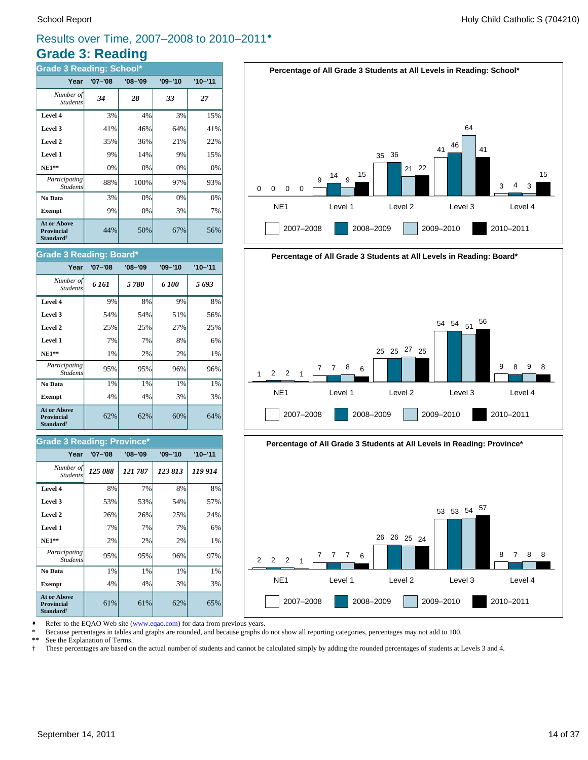# Results over Time, 2007–2008 to 2010–2011♦

## Grade 3: Reading

### Grade 3 Reading: School*

| Year | '07–'08 | '08–'09 | '09–'10 | '10–'11 |
|---|---|---|---|---|
| *Number of Students* | ***34*** | ***28*** | ***33*** | ***27*** |
| **Level 4** | 3% | 4% | 3% | 15% |
| **Level 3** | 41% | 46% | 64% | 41% |
| **Level 2** | 35% | 36% | 21% | 22% |
| **Level 1** | 9% | 14% | 9% | 15% |
| **NE1**** | 0% | 0% | 0% | 0% |
| *Participating Students* | 88% | 100% | 97% | 93% |
| **No Data** | 3% | 0% | 0% | 0% |
| **Exempt** | 9% | 0% | 3% | 7% |
| **At or Above Provincial Standard†** | 44% | 50% | 67% | 56% |

**Percentage of All Grade 3 Students at All Levels in Reading: School***

| | NE1 | Level 1 | Level 2 | Level 3 | Level 4 |
|---|---|---|---|---|---|
| 2007–2008 | 0 | 9 | 35 | 41 | 3 |
| 2008–2009 | 0 | 14 | 36 | 46 | 4 |
| 2009–2010 | 0 | 9 | 21 | 64 | 3 |
| 2010–2011 | 0 | 15 | 22 | 41 | 15 |

### Grade 3 Reading: Board*

| Year | '07–'08 | '08–'09 | '09–'10 | '10–'11 |
|---|---|---|---|---|
| *Number of Students* | ***6 161*** | ***5 780*** | ***6 100*** | ***5 693*** |
| **Level 4** | 9% | 8% | 9% | 8% |
| **Level 3** | 54% | 54% | 51% | 56% |
| **Level 2** | 25% | 25% | 27% | 25% |
| **Level 1** | 7% | 7% | 8% | 6% |
| **NE1**** | 1% | 2% | 2% | 1% |
| *Participating Students* | 95% | 95% | 96% | 96% |
| **No Data** | 1% | 1% | 1% | 1% |
| **Exempt** | 4% | 4% | 3% | 3% |
| **At or Above Provincial Standard†** | 62% | 62% | 60% | 64% |

**Percentage of All Grade 3 Students at All Levels in Reading: Board***

| | NE1 | Level 1 | Level 2 | Level 3 | Level 4 |
|---|---|---|---|---|---|
| 2007–2008 | 1 | 7 | 25 | 54 | 9 |
| 2008–2009 | 2 | 7 | 25 | 54 | 8 |
| 2009–2010 | 2 | 8 | 27 | 51 | 9 |
| 2010–2011 | 1 | 6 | 25 | 56 | 8 |

### Grade 3 Reading: Province*

| Year | '07–'08 | '08–'09 | '09–'10 | '10–'11 |
|---|---|---|---|---|
| *Number of Students* | ***125 088*** | ***121 787*** | ***123 813*** | ***119 914*** |
| **Level 4** | 8% | 7% | 8% | 8% |
| **Level 3** | 53% | 53% | 54% | 57% |
| **Level 2** | 26% | 26% | 25% | 24% |
| **Level 1** | 7% | 7% | 7% | 6% |
| **NE1**** | 2% | 2% | 2% | 1% |
| *Participating Students* | 95% | 95% | 96% | 97% |
| **No Data** | 1% | 1% | 1% | 1% |
| **Exempt** | 4% | 4% | 3% | 3% |
| **At or Above Provincial Standard†** | 61% | 61% | 62% | 65% |

**Percentage of All Grade 3 Students at All Levels in Reading: Province***

| | NE1 | Level 1 | Level 2 | Level 3 | Level 4 |
|---|---|---|---|---|---|
| 2007–2008 | 2 | 7 | 26 | 53 | 8 |
| 2008–2009 | 2 | 7 | 26 | 53 | 7 |
| 2009–2010 | 2 | 7 | 25 | 54 | 8 |
| 2010–2011 | 1 | 6 | 24 | 57 | 8 |

♦ Refer to the EQAO Web site (www.eqao.com) for data from previous years.
\* Because percentages in tables and graphs are rounded, and because graphs do not show all reporting categories, percentages may not add to 100.
** See the Explanation of Terms.
† These percentages are based on the actual number of students and cannot be calculated simply by adding the rounded percentages of students at Levels 3 and 4.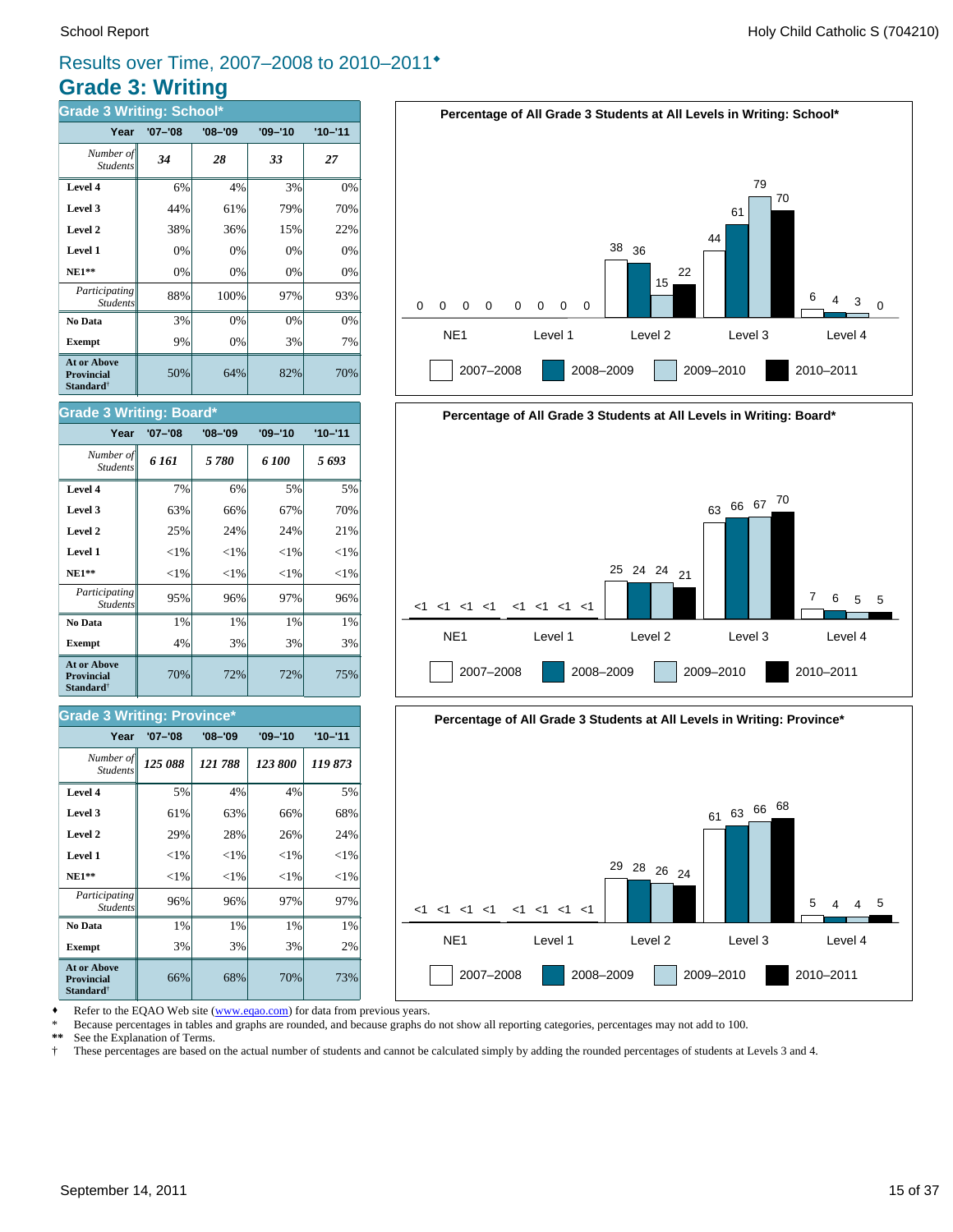# Results over Time, 2007–2008 to 2010–2011♦

## Grade 3: Writing

### Grade 3 Writing: School*

| Year | '07–'08 | '08–'09 | '09–'10 | '10–'11 |
|---|---|---|---|---|
| *Number of Students* | ***34*** | ***28*** | ***33*** | ***27*** |
| **Level 4** | 6% | 4% | 3% | 0% |
| **Level 3** | 44% | 61% | 79% | 70% |
| **Level 2** | 38% | 36% | 15% | 22% |
| **Level 1** | 0% | 0% | 0% | 0% |
| **NE1**** | 0% | 0% | 0% | 0% |
| *Participating Students* | 88% | 100% | 97% | 93% |
| **No Data** | 3% | 0% | 0% | 0% |
| **Exempt** | 9% | 0% | 3% | 7% |
| **At or Above Provincial Standard†** | 50% | 64% | 82% | 70% |

### Grade 3 Writing: Board*

| Year | '07–'08 | '08–'09 | '09–'10 | '10–'11 |
|---|---|---|---|---|
| *Number of Students* | ***6 161*** | ***5 780*** | ***6 100*** | ***5 693*** |
| **Level 4** | 7% | 6% | 5% | 5% |
| **Level 3** | 63% | 66% | 67% | 70% |
| **Level 2** | 25% | 24% | 24% | 21% |
| **Level 1** | <1% | <1% | <1% | <1% |
| **NE1**** | <1% | <1% | <1% | <1% |
| *Participating Students* | 95% | 96% | 97% | 96% |
| **No Data** | 1% | 1% | 1% | 1% |
| **Exempt** | 4% | 3% | 3% | 3% |
| **At or Above Provincial Standard†** | 70% | 72% | 72% | 75% |

### Grade 3 Writing: Province*

| Year | '07–'08 | '08–'09 | '09–'10 | '10–'11 |
|---|---|---|---|---|
| *Number of Students* | ***125 088*** | ***121 788*** | ***123 800*** | ***119 873*** |
| **Level 4** | 5% | 4% | 4% | 5% |
| **Level 3** | 61% | 63% | 66% | 68% |
| **Level 2** | 29% | 28% | 26% | 24% |
| **Level 1** | <1% | <1% | <1% | <1% |
| **NE1**** | <1% | <1% | <1% | <1% |
| *Participating Students* | 96% | 96% | 97% | 97% |
| **No Data** | 1% | 1% | 1% | 1% |
| **Exempt** | 3% | 3% | 3% | 2% |
| **At or Above Provincial Standard†** | 66% | 68% | 70% | 73% |

**Percentage of All Grade 3 Students at All Levels in Writing: School***

| | NE1 | Level 1 | Level 2 | Level 3 | Level 4 |
|---|---|---|---|---|---|
| 2007–2008 | 0 | 0 | 38 | 44 | 6 |
| 2008–2009 | 0 | 0 | 36 | 61 | 4 |
| 2009–2010 | 0 | 0 | 15 | 79 | 3 |
| 2010–2011 | 0 | 0 | 22 | 70 | 0 |

**Percentage of All Grade 3 Students at All Levels in Writing: Board***

| | NE1 | Level 1 | Level 2 | Level 3 | Level 4 |
|---|---|---|---|---|---|
| 2007–2008 | <1 | <1 | 25 | 63 | 7 |
| 2008–2009 | <1 | <1 | 24 | 66 | 6 |
| 2009–2010 | <1 | <1 | 24 | 67 | 5 |
| 2010–2011 | <1 | <1 | 21 | 70 | 5 |

**Percentage of All Grade 3 Students at All Levels in Writing: Province***

| | NE1 | Level 1 | Level 2 | Level 3 | Level 4 |
|---|---|---|---|---|---|
| 2007–2008 | <1 | <1 | 29 | 61 | 5 |
| 2008–2009 | <1 | <1 | 28 | 63 | 4 |
| 2009–2010 | <1 | <1 | 26 | 66 | 4 |
| 2010–2011 | <1 | <1 | 24 | 68 | 5 |

♦ Refer to the EQAO Web site (www.eqao.com) for data from previous years.
\* Because percentages in tables and graphs are rounded, and because graphs do not show all reporting categories, percentages may not add to 100.
** See the Explanation of Terms.
† These percentages are based on the actual number of students and cannot be calculated simply by adding the rounded percentages of students at Levels 3 and 4.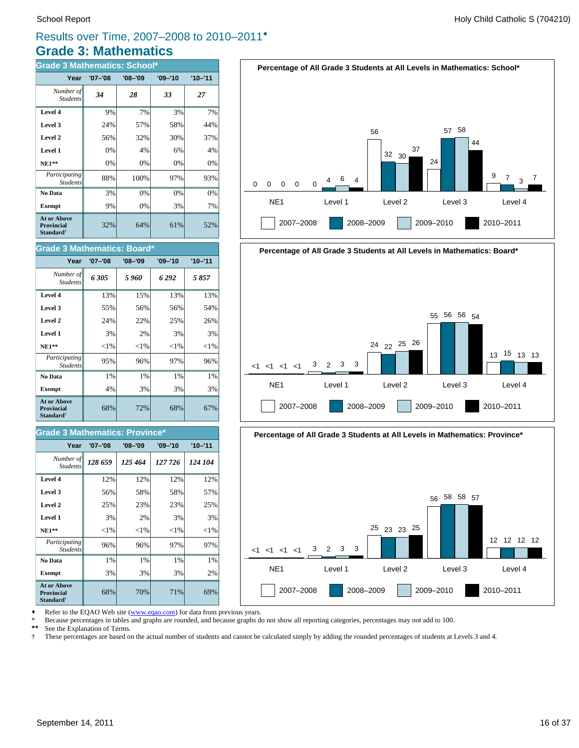## Results over Time, 2007–2008 to 2010–2011♦

# Grade 3: Mathematics

### Grade 3 Mathematics: School*

| Year | '07–'08 | '08–'09 | '09–'10 | '10–'11 |
|---|---|---|---|---|
| *Number of Students* | ***34*** | ***28*** | ***33*** | ***27*** |
| **Level 4** | 9% | 7% | 3% | 7% |
| **Level 3** | 24% | 57% | 58% | 44% |
| **Level 2** | 56% | 32% | 30% | 37% |
| **Level 1** | 0% | 4% | 6% | 4% |
| **NE1**** | 0% | 0% | 0% | 0% |
| *Participating Students* | 88% | 100% | 97% | 93% |
| **No Data** | 3% | 0% | 0% | 0% |
| **Exempt** | 9% | 0% | 3% | 7% |
| **At or Above Provincial Standard**† | 32% | 64% | 61% | 52% |

**Percentage of All Grade 3 Students at All Levels in Mathematics: School***

| | 2007–2008 | 2008–2009 | 2009–2010 | 2010–2011 |
|---|---|---|---|---|
| NE1 | 0 | 0 | 0 | 0 |
| Level 1 | 0 | 4 | 6 | 4 |
| Level 2 | 56 | 32 | 30 | 37 |
| Level 3 | 24 | 57 | 58 | 44 |
| Level 4 | 9 | 7 | 3 | 7 |

### Grade 3 Mathematics: Board*

| Year | '07–'08 | '08–'09 | '09–'10 | '10–'11 |
|---|---|---|---|---|
| *Number of Students* | ***6 305*** | ***5 960*** | ***6 292*** | ***5 857*** |
| **Level 4** | 13% | 15% | 13% | 13% |
| **Level 3** | 55% | 56% | 56% | 54% |
| **Level 2** | 24% | 22% | 25% | 26% |
| **Level 1** | 3% | 2% | 3% | 3% |
| **NE1**** | <1% | <1% | <1% | <1% |
| *Participating Students* | 95% | 96% | 97% | 96% |
| **No Data** | 1% | 1% | 1% | 1% |
| **Exempt** | 4% | 3% | 3% | 3% |
| **At or Above Provincial Standard**† | 68% | 72% | 68% | 67% |

**Percentage of All Grade 3 Students at All Levels in Mathematics: Board***

| | 2007–2008 | 2008–2009 | 2009–2010 | 2010–2011 |
|---|---|---|---|---|
| NE1 | <1 | <1 | <1 | <1 |
| Level 1 | 3 | 2 | 3 | 3 |
| Level 2 | 24 | 22 | 25 | 26 |
| Level 3 | 55 | 56 | 56 | 54 |
| Level 4 | 13 | 15 | 13 | 13 |

### Grade 3 Mathematics: Province*

| Year | '07–'08 | '08–'09 | '09–'10 | '10–'11 |
|---|---|---|---|---|
| *Number of Students* | ***128 659*** | ***125 464*** | ***127 726*** | ***124 104*** |
| **Level 4** | 12% | 12% | 12% | 12% |
| **Level 3** | 56% | 58% | 58% | 57% |
| **Level 2** | 25% | 23% | 23% | 25% |
| **Level 1** | 3% | 2% | 3% | 3% |
| **NE1**** | <1% | <1% | <1% | <1% |
| *Participating Students* | 96% | 96% | 97% | 97% |
| **No Data** | 1% | 1% | 1% | 1% |
| **Exempt** | 3% | 3% | 3% | 2% |
| **At or Above Provincial Standard**† | 68% | 70% | 71% | 69% |

**Percentage of All Grade 3 Students at All Levels in Mathematics: Province***

| | 2007–2008 | 2008–2009 | 2009–2010 | 2010–2011 |
|---|---|---|---|---|
| NE1 | <1 | <1 | <1 | <1 |
| Level 1 | 3 | 2 | 3 | 3 |
| Level 2 | 25 | 23 | 23 | 25 |
| Level 3 | 56 | 58 | 58 | 57 |
| Level 4 | 12 | 12 | 12 | 12 |

♦ Refer to the EQAO Web site (www.eqao.com) for data from previous years.
* Because percentages in tables and graphs are rounded, and because graphs do not show all reporting categories, percentages may not add to 100.
** See the Explanation of Terms.
† These percentages are based on the actual number of students and cannot be calculated simply by adding the rounded percentages of students at Levels 3 and 4.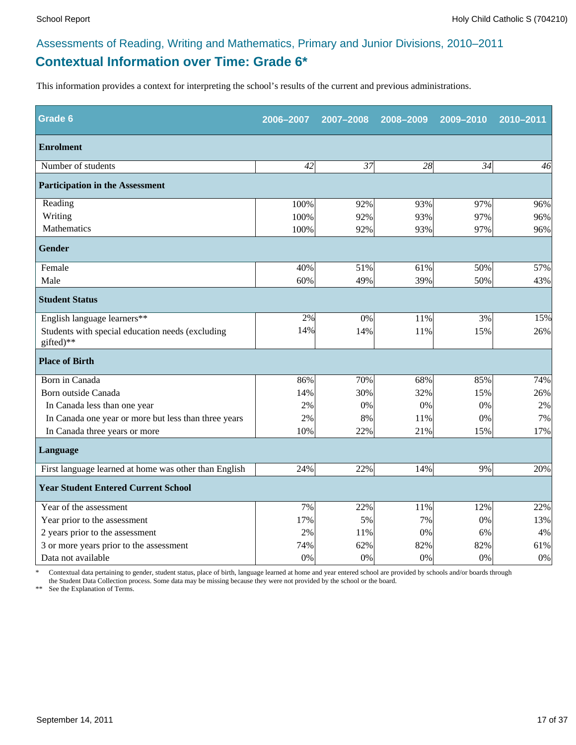Assessments of Reading, Writing and Mathematics, Primary and Junior Divisions, 2010–2011

## Contextual Information over Time: Grade 6*

This information provides a context for interpreting the school's results of the current and previous administrations.

| Grade 6 | 2006–2007 | 2007–2008 | 2008–2009 | 2009–2010 | 2010–2011 |
|---|---|---|---|---|---|
| **Enrolment** | | | | | |
| Number of students | *42* | *37* | *28* | *34* | *46* |
| **Participation in the Assessment** | | | | | |
| Reading | 100% | 92% | 93% | 97% | 96% |
| Writing | 100% | 92% | 93% | 97% | 96% |
| Mathematics | 100% | 92% | 93% | 97% | 96% |
| **Gender** | | | | | |
| Female | 40% | 51% | 61% | 50% | 57% |
| Male | 60% | 49% | 39% | 50% | 43% |
| **Student Status** | | | | | |
| English language learners** | 2% | 0% | 11% | 3% | 15% |
| Students with special education needs (excluding gifted)** | 14% | 14% | 11% | 15% | 26% |
| **Place of Birth** | | | | | |
| Born in Canada | 86% | 70% | 68% | 85% | 74% |
| Born outside Canada | 14% | 30% | 32% | 15% | 26% |
| In Canada less than one year | 2% | 0% | 0% | 0% | 2% |
| In Canada one year or more but less than three years | 2% | 8% | 11% | 0% | 7% |
| In Canada three years or more | 10% | 22% | 21% | 15% | 17% |
| **Language** | | | | | |
| First language learned at home was other than English | 24% | 22% | 14% | 9% | 20% |
| **Year Student Entered Current School** | | | | | |
| Year of the assessment | 7% | 22% | 11% | 12% | 22% |
| Year prior to the assessment | 17% | 5% | 7% | 0% | 13% |
| 2 years prior to the assessment | 2% | 11% | 0% | 6% | 4% |
| 3 or more years prior to the assessment | 74% | 62% | 82% | 82% | 61% |
| Data not available | 0% | 0% | 0% | 0% | 0% |

\* Contextual data pertaining to gender, student status, place of birth, language learned at home and year entered school are provided by schools and/or boards through the Student Data Collection process. Some data may be missing because they were not provided by the school or the board.

** See the Explanation of Terms.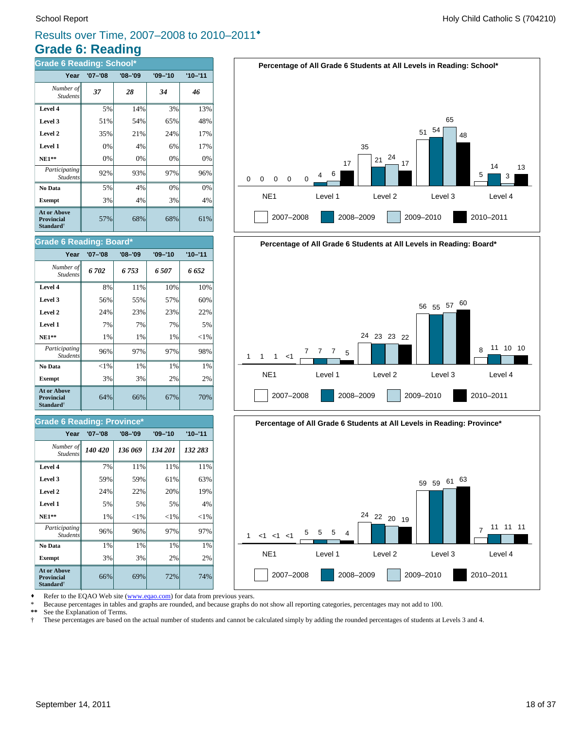# Results over Time, 2007–2008 to 2010–2011♦

## Grade 6: Reading

### Grade 6 Reading: School*

| Year | '07–'08 | '08–'09 | '09–'10 | '10–'11 |
|---|---|---|---|---|
| *Number of Students* | ***37*** | ***28*** | ***34*** | ***46*** |
| **Level 4** | 5% | 14% | 3% | 13% |
| **Level 3** | 51% | 54% | 65% | 48% |
| **Level 2** | 35% | 21% | 24% | 17% |
| **Level 1** | 0% | 4% | 6% | 17% |
| **NE1\*\*** | 0% | 0% | 0% | 0% |
| *Participating Students* | 92% | 93% | 97% | 96% |
| **No Data** | 5% | 4% | 0% | 0% |
| **Exempt** | 3% | 4% | 3% | 4% |
| **At or Above Provincial Standard†** | 57% | 68% | 68% | 61% |

**Percentage of All Grade 6 Students at All Levels in Reading: School***

| | NE1 | Level 1 | Level 2 | Level 3 | Level 4 |
|---|---|---|---|---|---|
| 2007–2008 | 0 | 0 | 35 | 51 | 5 |
| 2008–2009 | 0 | 4 | 21 | 54 | 14 |
| 2009–2010 | 0 | 6 | 24 | 65 | 3 |
| 2010–2011 | 0 | 17 | 17 | 48 | 13 |

### Grade 6 Reading: Board*

| Year | '07–'08 | '08–'09 | '09–'10 | '10–'11 |
|---|---|---|---|---|
| *Number of Students* | ***6 702*** | ***6 753*** | ***6 507*** | ***6 652*** |
| **Level 4** | 8% | 11% | 10% | 10% |
| **Level 3** | 56% | 55% | 57% | 60% |
| **Level 2** | 24% | 23% | 23% | 22% |
| **Level 1** | 7% | 7% | 7% | 5% |
| **NE1\*\*** | 1% | 1% | 1% | <1% |
| *Participating Students* | 96% | 97% | 97% | 98% |
| **No Data** | <1% | 1% | 1% | 1% |
| **Exempt** | 3% | 3% | 2% | 2% |
| **At or Above Provincial Standard†** | 64% | 66% | 67% | 70% |

**Percentage of All Grade 6 Students at All Levels in Reading: Board***

| | NE1 | Level 1 | Level 2 | Level 3 | Level 4 |
|---|---|---|---|---|---|
| 2007–2008 | 1 | 7 | 24 | 56 | 8 |
| 2008–2009 | 1 | 7 | 23 | 55 | 11 |
| 2009–2010 | 1 | 7 | 23 | 57 | 10 |
| 2010–2011 | <1 | 5 | 22 | 60 | 10 |

### Grade 6 Reading: Province*

| Year | '07–'08 | '08–'09 | '09–'10 | '10–'11 |
|---|---|---|---|---|
| *Number of Students* | ***140 420*** | ***136 069*** | ***134 201*** | ***132 283*** |
| **Level 4** | 7% | 11% | 11% | 11% |
| **Level 3** | 59% | 59% | 61% | 63% |
| **Level 2** | 24% | 22% | 20% | 19% |
| **Level 1** | 5% | 5% | 5% | 4% |
| **NE1\*\*** | 1% | <1% | <1% | <1% |
| *Participating Students* | 96% | 96% | 97% | 97% |
| **No Data** | 1% | 1% | 1% | 1% |
| **Exempt** | 3% | 3% | 2% | 2% |
| **At or Above Provincial Standard†** | 66% | 69% | 72% | 74% |

**Percentage of All Grade 6 Students at All Levels in Reading: Province***

| | NE1 | Level 1 | Level 2 | Level 3 | Level 4 |
|---|---|---|---|---|---|
| 2007–2008 | 1 | 5 | 24 | 59 | 7 |
| 2008–2009 | <1 | 5 | 22 | 59 | 11 |
| 2009–2010 | <1 | 5 | 20 | 61 | 11 |
| 2010–2011 | <1 | 4 | 19 | 63 | 11 |

♦ Refer to the EQAO Web site (www.eqao.com) for data from previous years.
\* Because percentages in tables and graphs are rounded, and because graphs do not show all reporting categories, percentages may not add to 100.
\*\* See the Explanation of Terms.
† These percentages are based on the actual number of students and cannot be calculated simply by adding the rounded percentages of students at Levels 3 and 4.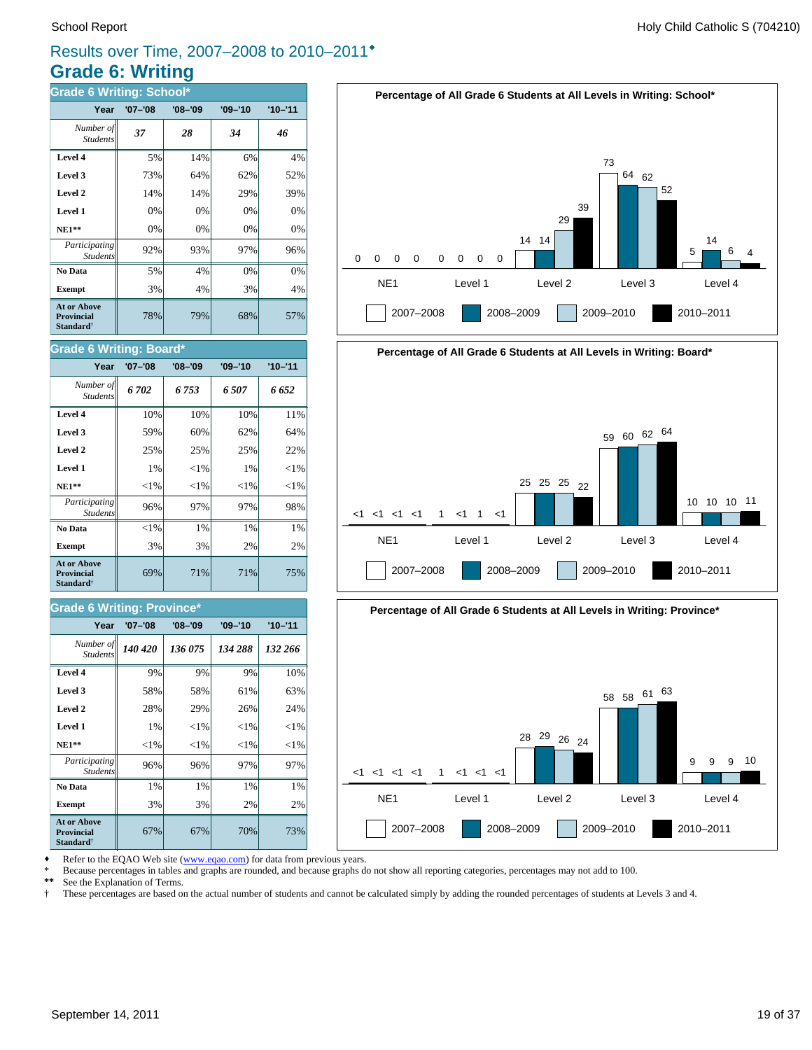# Results over Time, 2007–2008 to 2010–2011♦

## Grade 6: Writing

### Grade 6 Writing: School*

| Year | '07–'08 | '08–'09 | '09–'10 | '10–'11 |
|---|---|---|---|---|
| *Number of Students* | ***37*** | ***28*** | ***34*** | ***46*** |
| **Level 4** | 5% | 14% | 6% | 4% |
| **Level 3** | 73% | 64% | 62% | 52% |
| **Level 2** | 14% | 14% | 29% | 39% |
| **Level 1** | 0% | 0% | 0% | 0% |
| **NE1**** | 0% | 0% | 0% | 0% |
| *Participating Students* | 92% | 93% | 97% | 96% |
| **No Data** | 5% | 4% | 0% | 0% |
| **Exempt** | 3% | 4% | 3% | 4% |
| **At or Above Provincial Standard†** | 78% | 79% | 68% | 57% |

### Grade 6 Writing: Board*

| Year | '07–'08 | '08–'09 | '09–'10 | '10–'11 |
|---|---|---|---|---|
| *Number of Students* | ***6 702*** | ***6 753*** | ***6 507*** | ***6 652*** |
| **Level 4** | 10% | 10% | 10% | 11% |
| **Level 3** | 59% | 60% | 62% | 64% |
| **Level 2** | 25% | 25% | 25% | 22% |
| **Level 1** | 1% | <1% | 1% | <1% |
| **NE1**** | <1% | <1% | <1% | <1% |
| *Participating Students* | 96% | 97% | 97% | 98% |
| **No Data** | <1% | 1% | 1% | 1% |
| **Exempt** | 3% | 3% | 2% | 2% |
| **At or Above Provincial Standard†** | 69% | 71% | 71% | 75% |

### Grade 6 Writing: Province*

| Year | '07–'08 | '08–'09 | '09–'10 | '10–'11 |
|---|---|---|---|---|
| *Number of Students* | ***140 420*** | ***136 075*** | ***134 288*** | ***132 266*** |
| **Level 4** | 9% | 9% | 9% | 10% |
| **Level 3** | 58% | 58% | 61% | 63% |
| **Level 2** | 28% | 29% | 26% | 24% |
| **Level 1** | 1% | <1% | <1% | <1% |
| **NE1**** | <1% | <1% | <1% | <1% |
| *Participating Students* | 96% | 96% | 97% | 97% |
| **No Data** | 1% | 1% | 1% | 1% |
| **Exempt** | 3% | 3% | 2% | 2% |
| **At or Above Provincial Standard†** | 67% | 67% | 70% | 73% |

**Percentage of All Grade 6 Students at All Levels in Writing: School***

| | 2007–2008 | 2008–2009 | 2009–2010 | 2010–2011 |
|---|---|---|---|---|
| NE1 | 0 | 0 | 0 | 0 |
| Level 1 | 0 | 0 | 0 | 0 |
| Level 2 | 14 | 14 | 29 | 39 |
| Level 3 | 73 | 64 | 62 | 52 |
| Level 4 | 5 | 14 | 6 | 4 |

**Percentage of All Grade 6 Students at All Levels in Writing: Board***

| | 2007–2008 | 2008–2009 | 2009–2010 | 2010–2011 |
|---|---|---|---|---|
| NE1 | <1 | <1 | <1 | <1 |
| Level 1 | 1 | <1 | 1 | <1 |
| Level 2 | 25 | 25 | 25 | 22 |
| Level 3 | 59 | 60 | 62 | 64 |
| Level 4 | 10 | 10 | 10 | 11 |

**Percentage of All Grade 6 Students at All Levels in Writing: Province***

| | 2007–2008 | 2008–2009 | 2009–2010 | 2010–2011 |
|---|---|---|---|---|
| NE1 | <1 | <1 | <1 | <1 |
| Level 1 | 1 | <1 | <1 | <1 |
| Level 2 | 28 | 29 | 26 | 24 |
| Level 3 | 58 | 58 | 61 | 63 |
| Level 4 | 9 | 9 | 9 | 10 |

♦ Refer to the EQAO Web site (www.eqao.com) for data from previous years.
\* Because percentages in tables and graphs are rounded, and because graphs do not show all reporting categories, percentages may not add to 100.
** See the Explanation of Terms.
† These percentages are based on the actual number of students and cannot be calculated simply by adding the rounded percentages of students at Levels 3 and 4.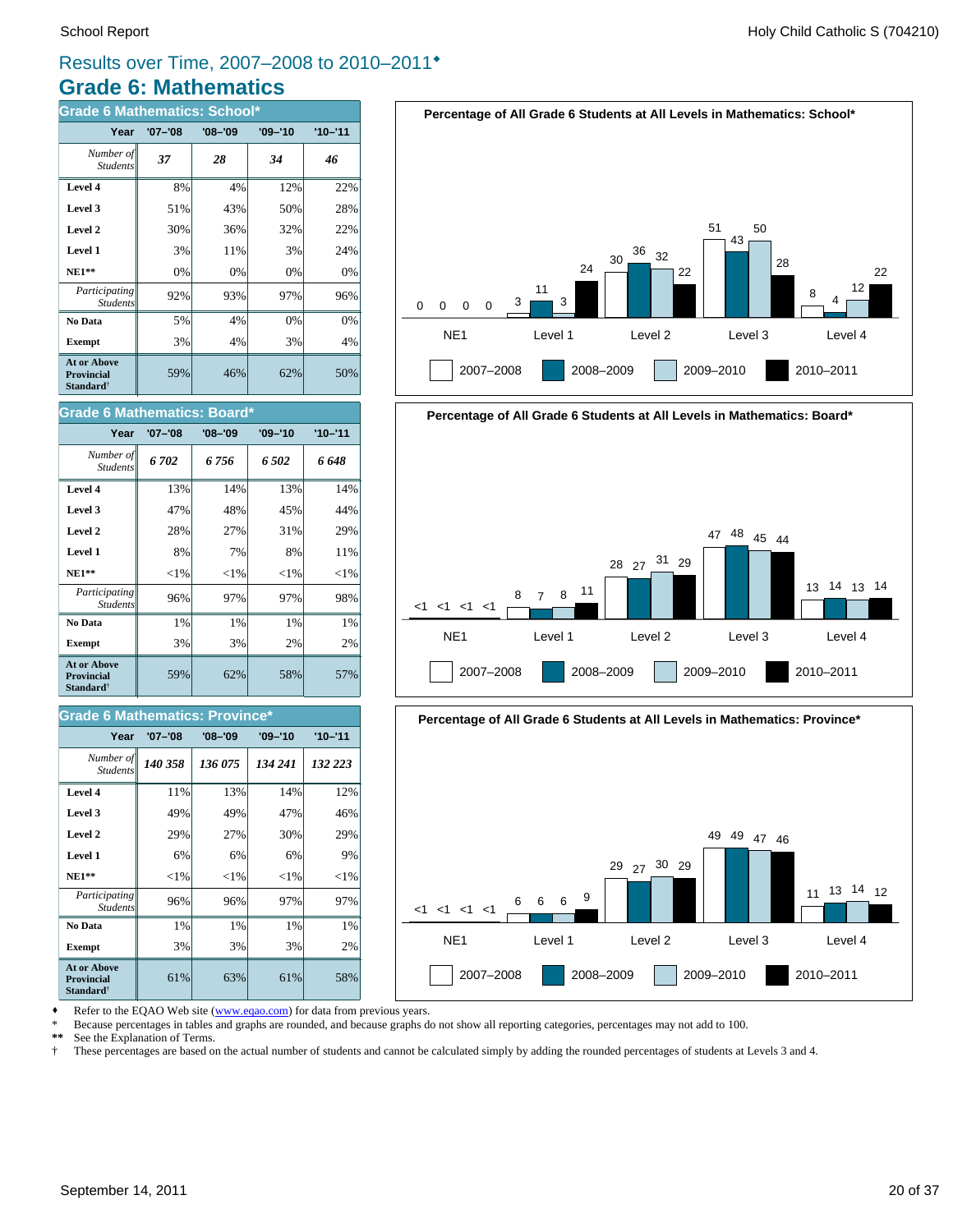# Results over Time, 2007–2008 to 2010–2011♦

## Grade 6: Mathematics

### Grade 6 Mathematics: School*

| Year | '07–'08 | '08–'09 | '09–'10 | '10–'11 |
|---|---|---|---|---|
| *Number of Students* | ***37*** | ***28*** | ***34*** | ***46*** |
| **Level 4** | 8% | 4% | 12% | 22% |
| **Level 3** | 51% | 43% | 50% | 28% |
| **Level 2** | 30% | 36% | 32% | 22% |
| **Level 1** | 3% | 11% | 3% | 24% |
| **NE1**** | 0% | 0% | 0% | 0% |
| *Participating Students* | 92% | 93% | 97% | 96% |
| **No Data** | 5% | 4% | 0% | 0% |
| **Exempt** | 3% | 4% | 3% | 4% |
| **At or Above Provincial Standard†** | 59% | 46% | 62% | 50% |

**Percentage of All Grade 6 Students at All Levels in Mathematics: School***

| | NE1 | Level 1 | Level 2 | Level 3 | Level 4 |
|---|---|---|---|---|---|
| 2007–2008 | 0 | 3 | 30 | 51 | 8 |
| 2008–2009 | 0 | 11 | 36 | 43 | 4 |
| 2009–2010 | 0 | 3 | 32 | 50 | 12 |
| 2010–2011 | 0 | 24 | 22 | 28 | 22 |

### Grade 6 Mathematics: Board*

| Year | '07–'08 | '08–'09 | '09–'10 | '10–'11 |
|---|---|---|---|---|
| *Number of Students* | ***6 702*** | ***6 756*** | ***6 502*** | ***6 648*** |
| **Level 4** | 13% | 14% | 13% | 14% |
| **Level 3** | 47% | 48% | 45% | 44% |
| **Level 2** | 28% | 27% | 31% | 29% |
| **Level 1** | 8% | 7% | 8% | 11% |
| **NE1**** | <1% | <1% | <1% | <1% |
| *Participating Students* | 96% | 97% | 97% | 98% |
| **No Data** | 1% | 1% | 1% | 1% |
| **Exempt** | 3% | 3% | 2% | 2% |
| **At or Above Provincial Standard†** | 59% | 62% | 58% | 57% |

**Percentage of All Grade 6 Students at All Levels in Mathematics: Board***

| | NE1 | Level 1 | Level 2 | Level 3 | Level 4 |
|---|---|---|---|---|---|
| 2007–2008 | <1 | 8 | 28 | 47 | 13 |
| 2008–2009 | <1 | 7 | 27 | 48 | 14 |
| 2009–2010 | <1 | 8 | 31 | 45 | 13 |
| 2010–2011 | <1 | 11 | 29 | 44 | 14 |

### Grade 6 Mathematics: Province*

| Year | '07–'08 | '08–'09 | '09–'10 | '10–'11 |
|---|---|---|---|---|
| *Number of Students* | ***140 358*** | ***136 075*** | ***134 241*** | ***132 223*** |
| **Level 4** | 11% | 13% | 14% | 12% |
| **Level 3** | 49% | 49% | 47% | 46% |
| **Level 2** | 29% | 27% | 30% | 29% |
| **Level 1** | 6% | 6% | 6% | 9% |
| **NE1**** | <1% | <1% | <1% | <1% |
| *Participating Students* | 96% | 96% | 97% | 97% |
| **No Data** | 1% | 1% | 1% | 1% |
| **Exempt** | 3% | 3% | 3% | 2% |
| **At or Above Provincial Standard†** | 61% | 63% | 61% | 58% |

**Percentage of All Grade 6 Students at All Levels in Mathematics: Province***

| | NE1 | Level 1 | Level 2 | Level 3 | Level 4 |
|---|---|---|---|---|---|
| 2007–2008 | <1 | 6 | 29 | 49 | 11 |
| 2008–2009 | <1 | 6 | 27 | 49 | 13 |
| 2009–2010 | <1 | 6 | 30 | 47 | 14 |
| 2010–2011 | <1 | 9 | 29 | 46 | 12 |

♦ Refer to the EQAO Web site (www.eqao.com) for data from previous years.
\* Because percentages in tables and graphs are rounded, and because graphs do not show all reporting categories, percentages may not add to 100.
** See the Explanation of Terms.
† These percentages are based on the actual number of students and cannot be calculated simply by adding the rounded percentages of students at Levels 3 and 4.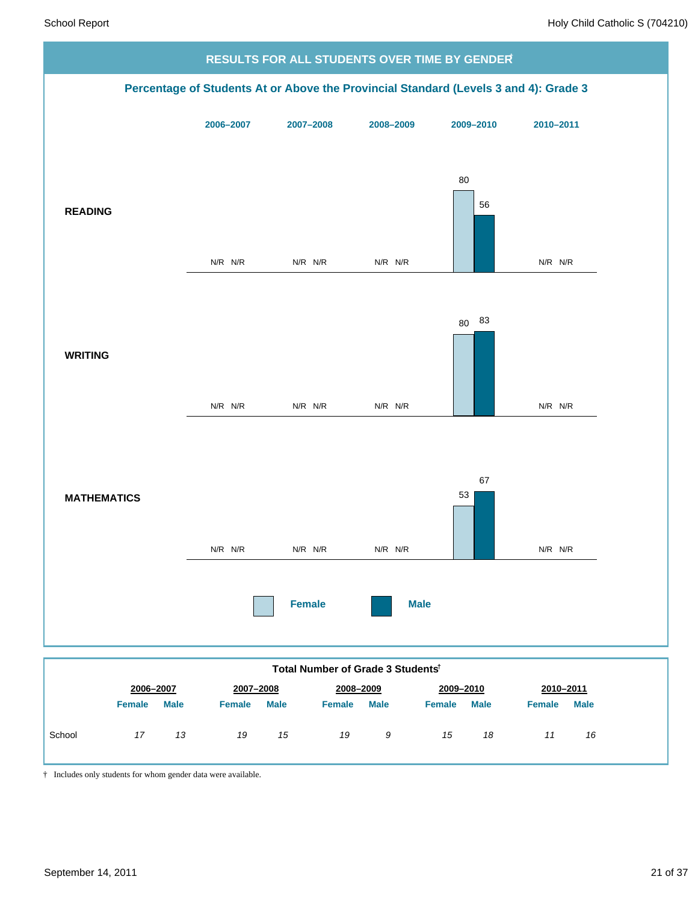## RESULTS FOR ALL STUDENTS OVER TIME BY GENDER†

### Percentage of Students At or Above the Provincial Standard (Levels 3 and 4): Grade 3

| | 2006–2007 Female | 2006–2007 Male | 2007–2008 Female | 2007–2008 Male | 2008–2009 Female | 2008–2009 Male | 2009–2010 Female | 2009–2010 Male | 2010–2011 Female | 2010–2011 Male |
|---|---|---|---|---|---|---|---|---|---|---|
| **READING** | N/R | N/R | N/R | N/R | N/R | N/R | 80 | 56 | N/R | N/R |
| **WRITING** | N/R | N/R | N/R | N/R | N/R | N/R | 80 | 83 | N/R | N/R |
| **MATHEMATICS** | N/R | N/R | N/R | N/R | N/R | N/R | 53 | 67 | N/R | N/R |

### Total Number of Grade 3 Students†

| | 2006–2007 | | 2007–2008 | | 2008–2009 | | 2009–2010 | | 2010–2011 | |
|---|---|---|---|---|---|---|---|---|---|---|
| | Female | Male | Female | Male | Female | Male | Female | Male | Female | Male |
| School | *17* | *13* | *19* | *15* | *19* | *9* | *15* | *18* | *11* | *16* |

† Includes only students for whom gender data were available.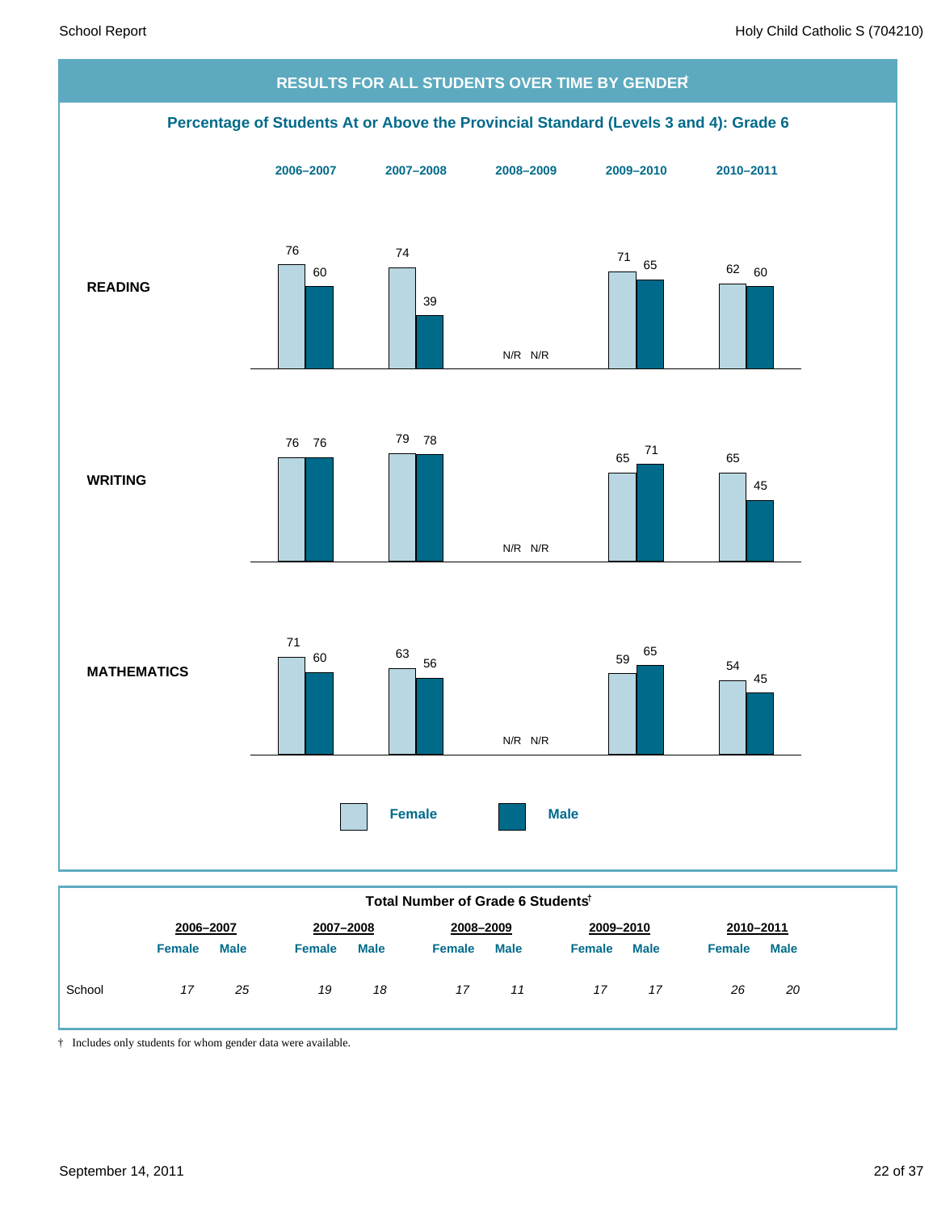## RESULTS FOR ALL STUDENTS OVER TIME BY GENDER†

### Percentage of Students At or Above the Provincial Standard (Levels 3 and 4): Grade 6

| | 2006–2007 | | 2007–2008 | | 2008–2009 | | 2009–2010 | | 2010–2011 | |
|---|---|---|---|---|---|---|---|---|---|---|
| | Female | Male | Female | Male | Female | Male | Female | Male | Female | Male |
| **READING** | 76 | 60 | 74 | 39 | N/R | N/R | 71 | 65 | 62 | 60 |
| **WRITING** | 76 | 76 | 79 | 78 | N/R | N/R | 65 | 71 | 65 | 45 |
| **MATHEMATICS** | 71 | 60 | 63 | 56 | N/R | N/R | 59 | 65 | 54 | 45 |

### Total Number of Grade 6 Students†

| | 2006–2007 | | 2007–2008 | | 2008–2009 | | 2009–2010 | | 2010–2011 | |
|---|---|---|---|---|---|---|---|---|---|---|
| | Female | Male | Female | Male | Female | Male | Female | Male | Female | Male |
| School | *17* | *25* | *19* | *18* | *17* | *11* | *17* | *17* | *26* | *20* |

† Includes only students for whom gender data were available.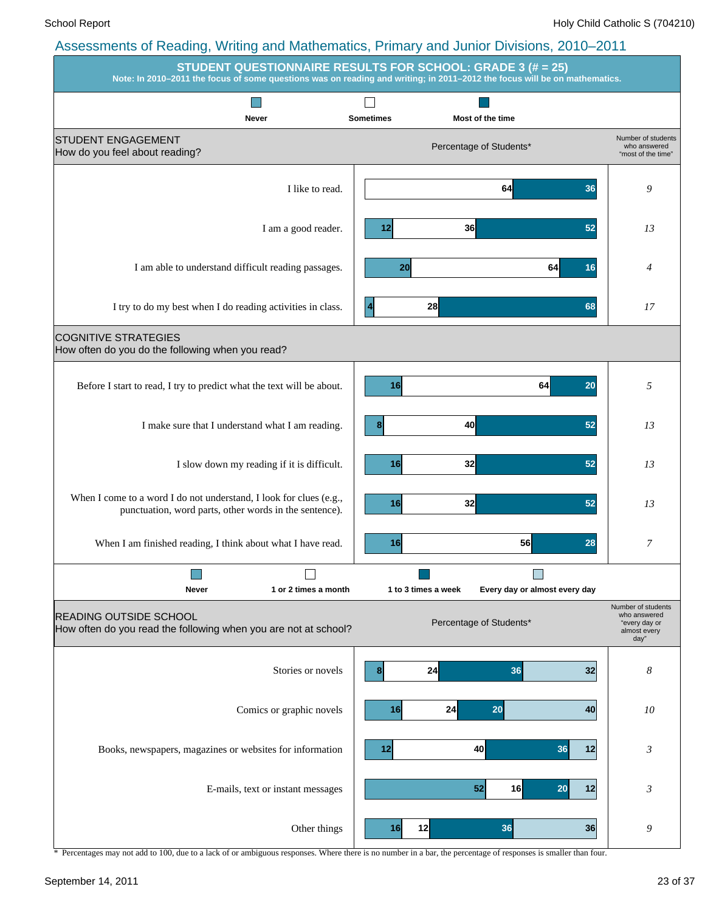## Assessments of Reading, Writing and Mathematics, Primary and Junior Divisions, 2010–2011

### STUDENT QUESTIONNAIRE RESULTS FOR SCHOOL: GRADE 3 (# = 25)

**Note: In 2010–2011 the focus of some questions was on reading and writing; in 2011–2012 the focus will be on mathematics.**

**STUDENT ENGAGEMENT**
How do you feel about reading?

| Statement | Never | Sometimes | Most of the time | Number of students who answered "most of the time" |
|---|---|---|---|---|
| I like to read. | | 64 | 36 | 9 |
| I am a good reader. | 12 | 36 | 52 | 13 |
| I am able to understand difficult reading passages. | 20 | 64 | 16 | 4 |
| I try to do my best when I do reading activities in class. | 4 | 28 | 68 | 17 |

**COGNITIVE STRATEGIES**
How often do you do the following when you read?

| Statement | Never | Sometimes | Most of the time | Number of students who answered "most of the time" |
|---|---|---|---|---|
| Before I start to read, I try to predict what the text will be about. | 16 | 64 | 20 | 5 |
| I make sure that I understand what I am reading. | 8 | 40 | 52 | 13 |
| I slow down my reading if it is difficult. | 16 | 32 | 52 | 13 |
| When I come to a word I do not understand, I look for clues (e.g., punctuation, word parts, other words in the sentence). | 16 | 32 | 52 | 13 |
| When I am finished reading, I think about what I have read. | 16 | 56 | 28 | 7 |

**READING OUTSIDE SCHOOL**
How often do you read the following when you are not at school?

| Item | Never | 1 or 2 times a month | 1 to 3 times a week | Every day or almost every day | Number of students who answered "every day or almost every day" |
|---|---|---|---|---|---|
| Stories or novels | 8 | 24 | 36 | 32 | 8 |
| Comics or graphic novels | 16 | 24 | 20 | 40 | 10 |
| Books, newspapers, magazines or websites for information | 12 | 40 | 36 | 12 | 3 |
| E-mails, text or instant messages | 52 | 16 | 20 | 12 | 3 |
| Other things | 16 | 12 | 36 | 36 | 9 |

Percentage of Students*

\* Percentages may not add to 100, due to a lack of or ambiguous responses. Where there is no number in a bar, the percentage of responses is smaller than four.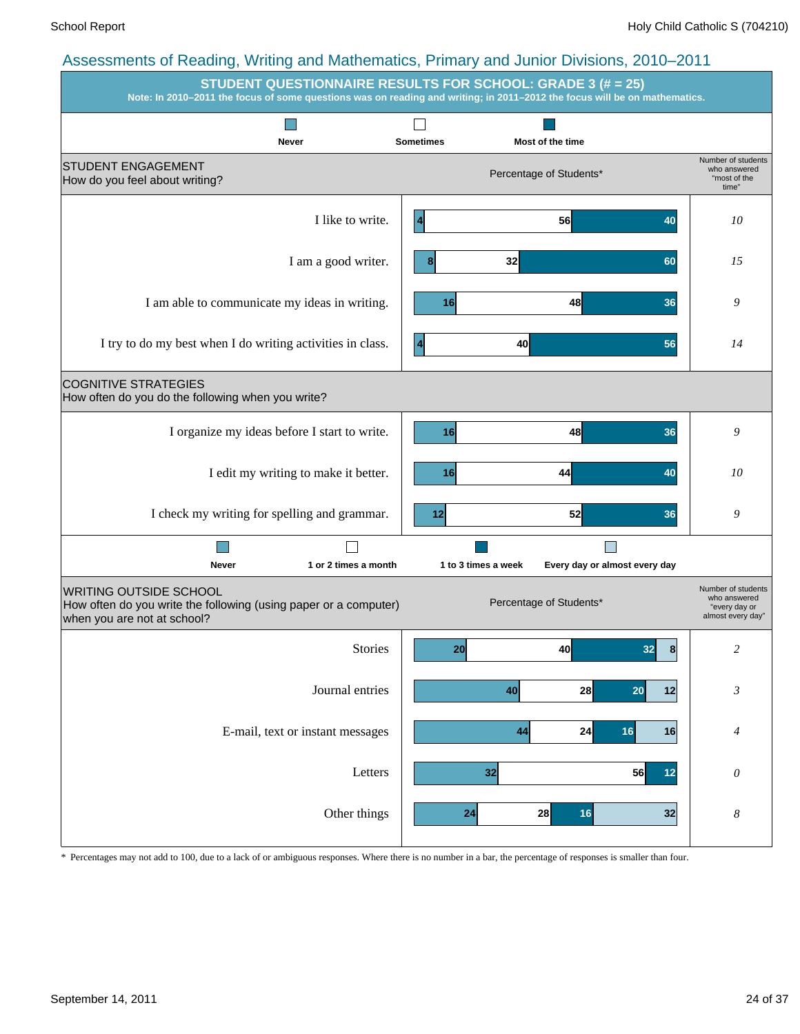# Assessments of Reading, Writing and Mathematics, Primary and Junior Divisions, 2010–2011

## STUDENT QUESTIONNAIRE RESULTS FOR SCHOOL: GRADE 3 (# = 25)

**Note: In 2010–2011 the focus of some questions was on reading and writing; in 2011–2012 the focus will be on mathematics.**

### STUDENT ENGAGEMENT
How do you feel about writing?

Percentage of Students*

| Statement | Never | Sometimes | Most of the time | Number of students who answered "most of the time" |
|---|---|---|---|---|
| I like to write. | 4 | 56 | 40 | *10* |
| I am a good writer. | 8 | 32 | 60 | *15* |
| I am able to communicate my ideas in writing. | 16 | 48 | 36 | *9* |
| I try to do my best when I do writing activities in class. | 4 | 40 | 56 | *14* |

### COGNITIVE STRATEGIES
How often do you do the following when you write?

| Statement | Never | Sometimes | Most of the time | Number of students who answered "most of the time" |
|---|---|---|---|---|
| I organize my ideas before I start to write. | 16 | 48 | 36 | *9* |
| I edit my writing to make it better. | 16 | 44 | 40 | *10* |
| I check my writing for spelling and grammar. | 12 | 52 | 36 | *9* |

### WRITING OUTSIDE SCHOOL
How often do you write the following (using paper or a computer) when you are not at school?

Percentage of Students*

| Item | Never | 1 or 2 times a month | 1 to 3 times a week | Every day or almost every day | Number of students who answered "every day or almost every day" |
|---|---|---|---|---|---|
| Stories | 20 | 40 | 32 | 8 | *2* |
| Journal entries | 40 | 28 | 20 | 12 | *3* |
| E-mail, text or instant messages | 44 | 24 | 16 | 16 | *4* |
| Letters | 32 | 56 | | 12 | *0* |
| Other things | 24 | 28 | 16 | 32 | *8* |

* Percentages may not add to 100, due to a lack of or ambiguous responses. Where there is no number in a bar, the percentage of responses is smaller than four.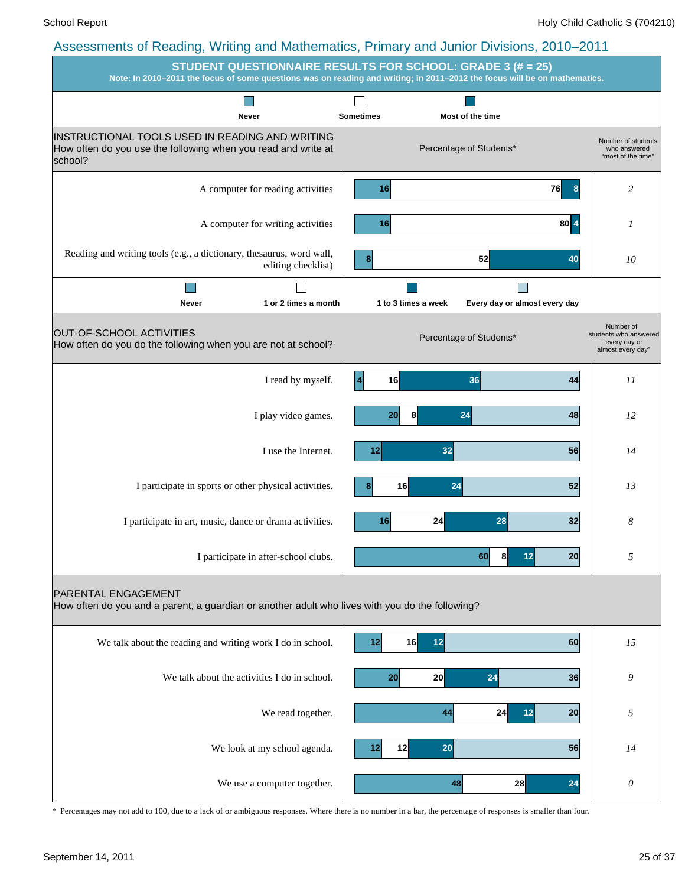## Assessments of Reading, Writing and Mathematics, Primary and Junior Divisions, 2010–2011

### STUDENT QUESTIONNAIRE RESULTS FOR SCHOOL: GRADE 3 (# = 25)

**Note: In 2010–2011 the focus of some questions was on reading and writing; in 2011–2012 the focus will be on mathematics.**

**INSTRUCTIONAL TOOLS USED IN READING AND WRITING**
How often do you use the following when you read and write at school?

Percentage of Students*

| | Never | Sometimes | Most of the time | Number of students who answered "most of the time" |
|---|---|---|---|---|
| A computer for reading activities | 16 | 76 | 8 | 2 |
| A computer for writing activities | 16 | 80 | 4 | 1 |
| Reading and writing tools (e.g., a dictionary, thesaurus, word wall, editing checklist) | 8 | 52 | 40 | 10 |

**OUT-OF-SCHOOL ACTIVITIES**
How often do you do the following when you are not at school?

Percentage of Students*

| | Never | 1 or 2 times a month | 1 to 3 times a week | Every day or almost every day | Number of students who answered "every day or almost every day" |
|---|---|---|---|---|---|
| I read by myself. | 4 | 16 | 36 | 44 | 11 |
| I play video games. | 20 | 8 | 24 | 48 | 12 |
| I use the Internet. | 12 | | 32 | 56 | 14 |
| I participate in sports or other physical activities. | 8 | 16 | 24 | 52 | 13 |
| I participate in art, music, dance or drama activities. | 16 | 24 | 28 | 32 | 8 |
| I participate in after-school clubs. | 60 | 8 | 12 | 20 | 5 |

**PARENTAL ENGAGEMENT**
How often do you and a parent, a guardian or another adult who lives with you do the following?

| | Never | 1 or 2 times a month | 1 to 3 times a week | Every day or almost every day | Number of students who answered "every day or almost every day" |
|---|---|---|---|---|---|
| We talk about the reading and writing work I do in school. | 12 | 16 | 12 | 60 | 15 |
| We talk about the activities I do in school. | 20 | 20 | 24 | 36 | 9 |
| We read together. | 44 | 24 | 12 | 20 | 5 |
| We look at my school agenda. | 12 | 12 | 20 | 56 | 14 |
| We use a computer together. | 48 | 28 | 24 | | 0 |

\* Percentages may not add to 100, due to a lack of or ambiguous responses. Where there is no number in a bar, the percentage of responses is smaller than four.

September 14, 2011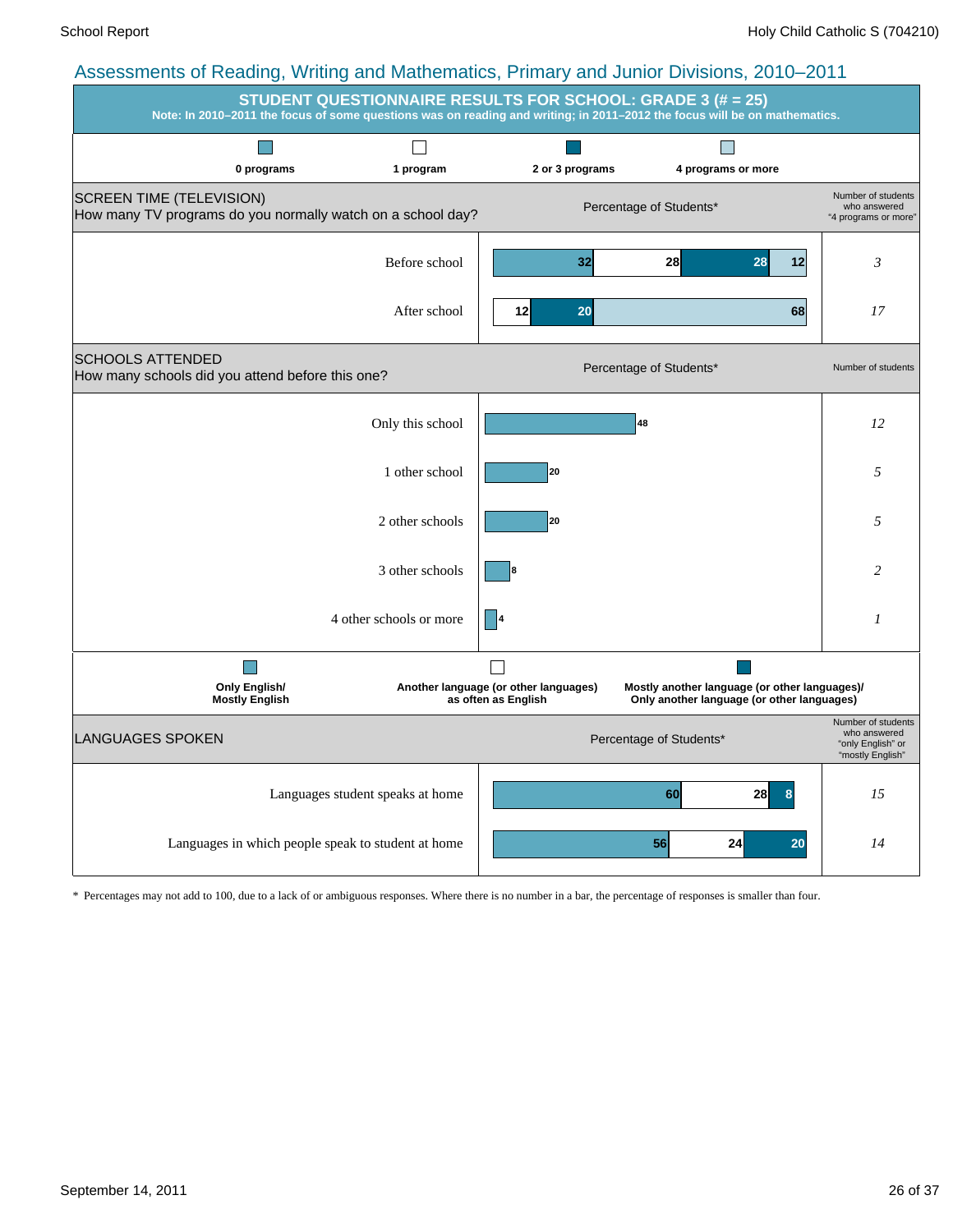## Assessments of Reading, Writing and Mathematics, Primary and Junior Divisions, 2010–2011

### STUDENT QUESTIONNAIRE RESULTS FOR SCHOOL: GRADE 3 (# = 25)

**Note: In 2010–2011 the focus of some questions was on reading and writing; in 2011–2012 the focus will be on mathematics.**

**SCREEN TIME (TELEVISION)**
How many TV programs do you normally watch on a school day?

| | 0 programs | 1 program | 2 or 3 programs | 4 programs or more | Number of students who answered "4 programs or more" |
|---|---|---|---|---|---|
| Before school | 32 | 28 | 28 | 12 | 3 |
| After school | 12 | | 20 | 68 | 17 |

*Percentage of Students\**

**SCHOOLS ATTENDED**
How many schools did you attend before this one?

| | Percentage of Students* | Number of students |
|---|---|---|
| Only this school | 48 | 12 |
| 1 other school | 20 | 5 |
| 2 other schools | 20 | 5 |
| 3 other schools | 8 | 2 |
| 4 other schools or more | 4 | 1 |

**LANGUAGES SPOKEN**

| | Only English/ Mostly English | Another language (or other languages) as often as English | Mostly another language (or other languages)/ Only another language (or other languages) | Number of students who answered "only English" or "mostly English" |
|---|---|---|---|---|
| Languages student speaks at home | 60 | 28 | 8 | 15 |
| Languages in which people speak to student at home | 56 | 24 | 20 | 14 |

*Percentage of Students\**

\* Percentages may not add to 100, due to a lack of or ambiguous responses. Where there is no number in a bar, the percentage of responses is smaller than four.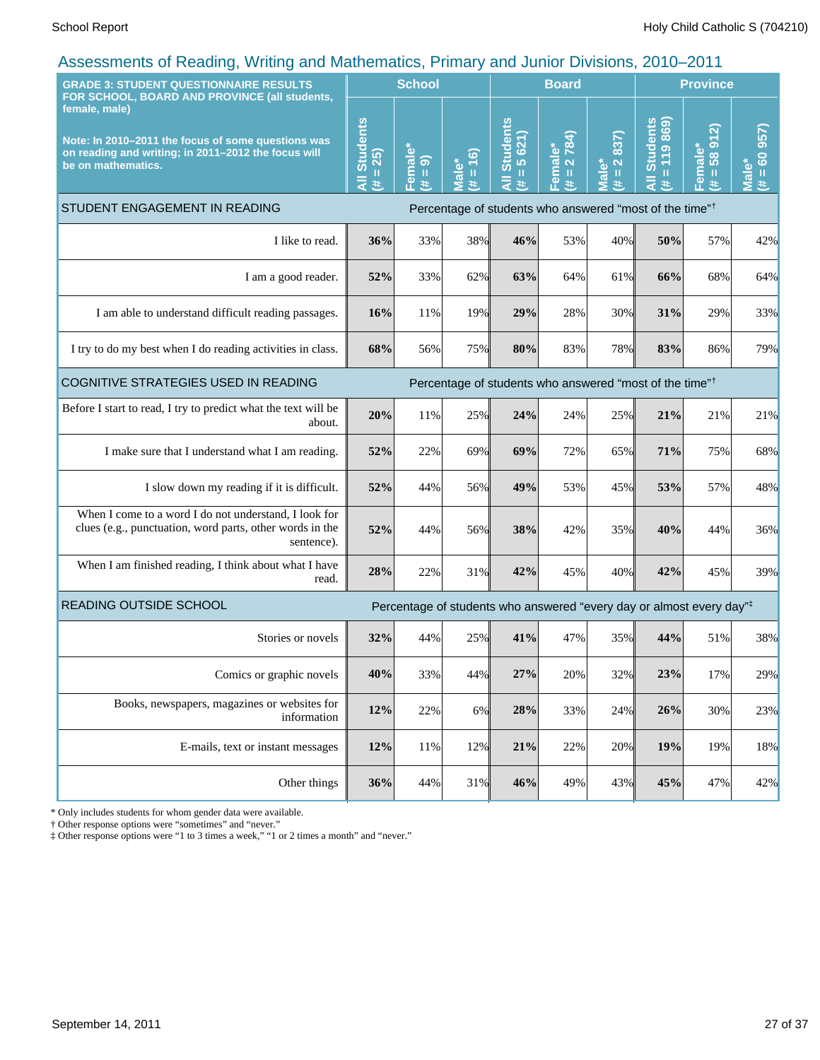## Assessments of Reading, Writing and Mathematics, Primary and Junior Divisions, 2010–2011

| GRADE 3: STUDENT QUESTIONNAIRE RESULTS FOR SCHOOL, BOARD AND PROVINCE (all students, female, male)<br><br>Note: In 2010–2011 the focus of some questions was on reading and writing; in 2011–2012 the focus will be on mathematics. | School | | | Board | | | Province | | |
|---|---|---|---|---|---|---|---|---|---|
| | All Students (# = 25) | Female* (# = 9) | Male* (# = 16) | All Students (# = 5 621) | Female* (# = 2 784) | Male* (# = 2 837) | All Students (# = 119 869) | Female* (# = 58 912) | Male* (# = 60 957) |
| **STUDENT ENGAGEMENT IN READING** | Percentage of students who answered "most of the time"† | | | | | | | | |
| I like to read. | **36%** | 33% | 38% | **46%** | 53% | 40% | **50%** | 57% | 42% |
| I am a good reader. | **52%** | 33% | 62% | **63%** | 64% | 61% | **66%** | 68% | 64% |
| I am able to understand difficult reading passages. | **16%** | 11% | 19% | **29%** | 28% | 30% | **31%** | 29% | 33% |
| I try to do my best when I do reading activities in class. | **68%** | 56% | 75% | **80%** | 83% | 78% | **83%** | 86% | 79% |
| **COGNITIVE STRATEGIES USED IN READING** | Percentage of students who answered "most of the time"† | | | | | | | | |
| Before I start to read, I try to predict what the text will be about. | **20%** | 11% | 25% | **24%** | 24% | 25% | **21%** | 21% | 21% |
| I make sure that I understand what I am reading. | **52%** | 22% | 69% | **69%** | 72% | 65% | **71%** | 75% | 68% |
| I slow down my reading if it is difficult. | **52%** | 44% | 56% | **49%** | 53% | 45% | **53%** | 57% | 48% |
| When I come to a word I do not understand, I look for clues (e.g., punctuation, word parts, other words in the sentence). | **52%** | 44% | 56% | **38%** | 42% | 35% | **40%** | 44% | 36% |
| When I am finished reading, I think about what I have read. | **28%** | 22% | 31% | **42%** | 45% | 40% | **42%** | 45% | 39% |
| **READING OUTSIDE SCHOOL** | Percentage of students who answered "every day or almost every day"‡ | | | | | | | | |
| Stories or novels | **32%** | 44% | 25% | **41%** | 47% | 35% | **44%** | 51% | 38% |
| Comics or graphic novels | **40%** | 33% | 44% | **27%** | 20% | 32% | **23%** | 17% | 29% |
| Books, newspapers, magazines or websites for information | **12%** | 22% | 6% | **28%** | 33% | 24% | **26%** | 30% | 23% |
| E-mails, text or instant messages | **12%** | 11% | 12% | **21%** | 22% | 20% | **19%** | 19% | 18% |
| Other things | **36%** | 44% | 31% | **46%** | 49% | 43% | **45%** | 47% | 42% |

\* Only includes students for whom gender data were available.
† Other response options were "sometimes" and "never."
‡ Other response options were "1 to 3 times a week," "1 or 2 times a month" and "never."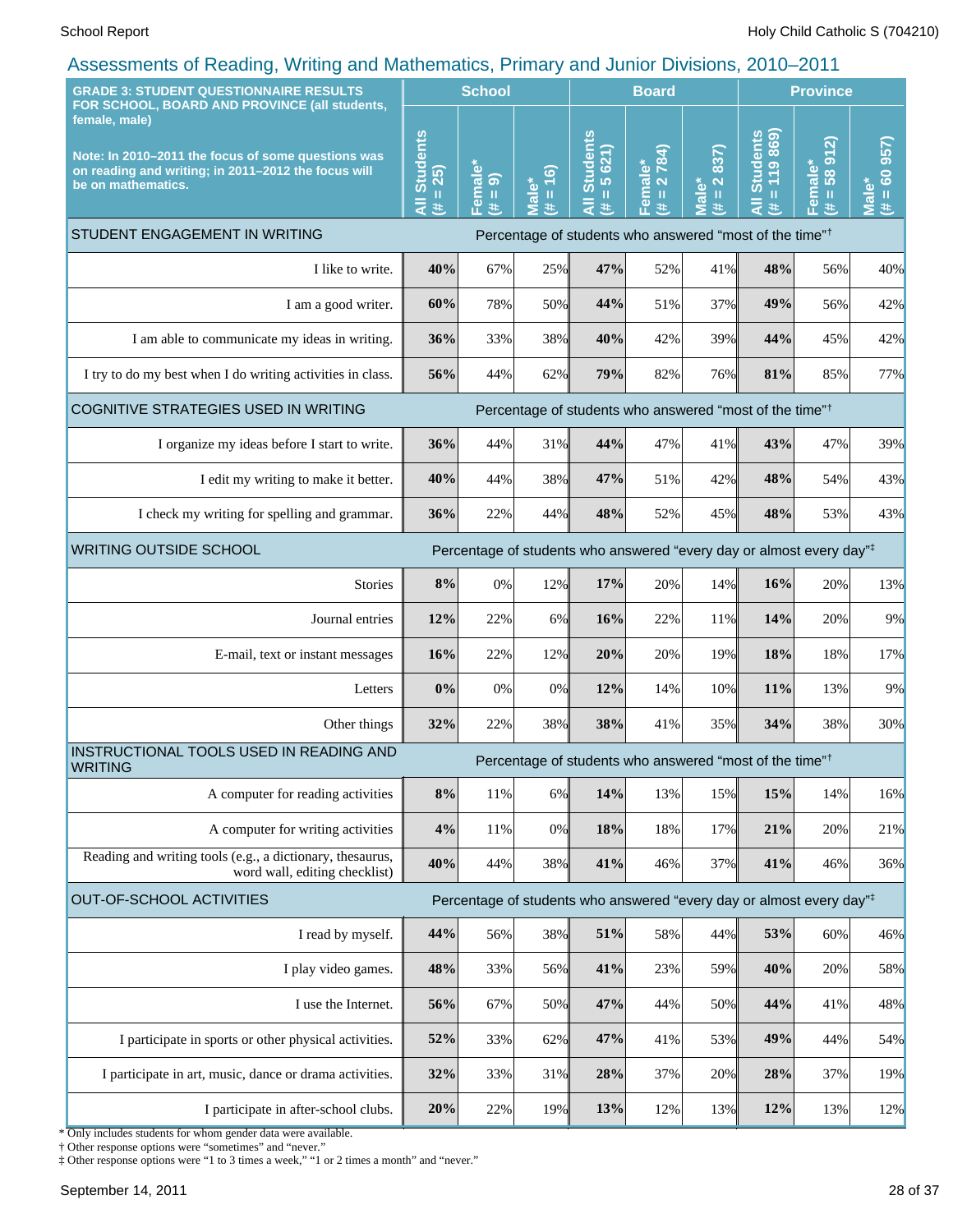## Assessments of Reading, Writing and Mathematics, Primary and Junior Divisions, 2010–2011

| GRADE 3: STUDENT QUESTIONNAIRE RESULTS FOR SCHOOL, BOARD AND PROVINCE (all students, female, male)<br><br>Note: In 2010–2011 the focus of some questions was on reading and writing; in 2011–2012 the focus will be on mathematics. | School | | | Board | | | Province | | |
|---|---|---|---|---|---|---|---|---|---|
| | All Students (# = 25) | Female* (# = 9) | Male* (# = 16) | All Students (# = 5 621) | Female* (# = 2 784) | Male* (# = 2 837) | All Students (# = 119 869) | Female* (# = 58 912) | Male* (# = 60 957) |
| **STUDENT ENGAGEMENT IN WRITING** | Percentage of students who answered "most of the time"† | | | | | | | | |
| I like to write. | **40%** | 67% | 25% | **47%** | 52% | 41% | **48%** | 56% | 40% |
| I am a good writer. | **60%** | 78% | 50% | **44%** | 51% | 37% | **49%** | 56% | 42% |
| I am able to communicate my ideas in writing. | **36%** | 33% | 38% | **40%** | 42% | 39% | **44%** | 45% | 42% |
| I try to do my best when I do writing activities in class. | **56%** | 44% | 62% | **79%** | 82% | 76% | **81%** | 85% | 77% |
| **COGNITIVE STRATEGIES USED IN WRITING** | Percentage of students who answered "most of the time"† | | | | | | | | |
| I organize my ideas before I start to write. | **36%** | 44% | 31% | **44%** | 47% | 41% | **43%** | 47% | 39% |
| I edit my writing to make it better. | **40%** | 44% | 38% | **47%** | 51% | 42% | **48%** | 54% | 43% |
| I check my writing for spelling and grammar. | **36%** | 22% | 44% | **48%** | 52% | 45% | **48%** | 53% | 43% |
| **WRITING OUTSIDE SCHOOL** | Percentage of students who answered "every day or almost every day"‡ | | | | | | | | |
| Stories | **8%** | 0% | 12% | **17%** | 20% | 14% | **16%** | 20% | 13% |
| Journal entries | **12%** | 22% | 6% | **16%** | 22% | 11% | **14%** | 20% | 9% |
| E-mail, text or instant messages | **16%** | 22% | 12% | **20%** | 20% | 19% | **18%** | 18% | 17% |
| Letters | **0%** | 0% | 0% | **12%** | 14% | 10% | **11%** | 13% | 9% |
| Other things | **32%** | 22% | 38% | **38%** | 41% | 35% | **34%** | 38% | 30% |
| **INSTRUCTIONAL TOOLS USED IN READING AND WRITING** | Percentage of students who answered "most of the time"† | | | | | | | | |
| A computer for reading activities | **8%** | 11% | 6% | **14%** | 13% | 15% | **15%** | 14% | 16% |
| A computer for writing activities | **4%** | 11% | 0% | **18%** | 18% | 17% | **21%** | 20% | 21% |
| Reading and writing tools (e.g., a dictionary, thesaurus, word wall, editing checklist) | **40%** | 44% | 38% | **41%** | 46% | 37% | **41%** | 46% | 36% |
| **OUT-OF-SCHOOL ACTIVITIES** | Percentage of students who answered "every day or almost every day"‡ | | | | | | | | |
| I read by myself. | **44%** | 56% | 38% | **51%** | 58% | 44% | **53%** | 60% | 46% |
| I play video games. | **48%** | 33% | 56% | **41%** | 23% | 59% | **40%** | 20% | 58% |
| I use the Internet. | **56%** | 67% | 50% | **47%** | 44% | 50% | **44%** | 41% | 48% |
| I participate in sports or other physical activities. | **52%** | 33% | 62% | **47%** | 41% | 53% | **49%** | 44% | 54% |
| I participate in art, music, dance or drama activities. | **32%** | 33% | 31% | **28%** | 37% | 20% | **28%** | 37% | 19% |
| I participate in after-school clubs. | **20%** | 22% | 19% | **13%** | 12% | 13% | **12%** | 13% | 12% |

\* Only includes students for whom gender data were available.
† Other response options were "sometimes" and "never."
‡ Other response options were "1 to 3 times a week," "1 or 2 times a month" and "never."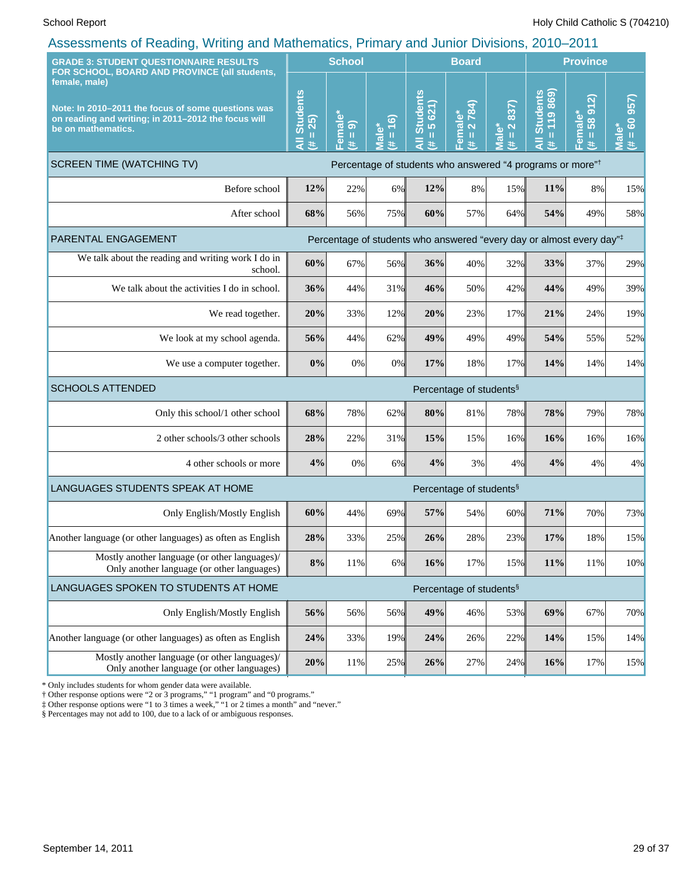## Assessments of Reading, Writing and Mathematics, Primary and Junior Divisions, 2010–2011

| GRADE 3: STUDENT QUESTIONNAIRE RESULTS FOR SCHOOL, BOARD AND PROVINCE (all students, female, male) Note: In 2010–2011 the focus of some questions was on reading and writing; in 2011–2012 the focus will be on mathematics. | School | | | Board | | | Province | | |
|---|---|---|---|---|---|---|---|---|---|
| | All Students (# = 25) | Female* (# = 9) | Male* (# = 16) | All Students (# = 5 621) | Female* (# = 2 784) | Male* (# = 2 837) | All Students (# = 119 869) | Female* (# = 58 912) | Male* (# = 60 957) |
| **SCREEN TIME (WATCHING TV)** — Percentage of students who answered "4 programs or more"† | | | | | | | | | |
| Before school | **12%** | 22% | 6% | **12%** | 8% | 15% | **11%** | 8% | 15% |
| After school | **68%** | 56% | 75% | **60%** | 57% | 64% | **54%** | 49% | 58% |
| **PARENTAL ENGAGEMENT** — Percentage of students who answered "every day or almost every day"‡ | | | | | | | | | |
| We talk about the reading and writing work I do in school. | **60%** | 67% | 56% | **36%** | 40% | 32% | **33%** | 37% | 29% |
| We talk about the activities I do in school. | **36%** | 44% | 31% | **46%** | 50% | 42% | **44%** | 49% | 39% |
| We read together. | **20%** | 33% | 12% | **20%** | 23% | 17% | **21%** | 24% | 19% |
| We look at my school agenda. | **56%** | 44% | 62% | **49%** | 49% | 49% | **54%** | 55% | 52% |
| We use a computer together. | **0%** | 0% | 0% | **17%** | 18% | 17% | **14%** | 14% | 14% |
| **SCHOOLS ATTENDED** — Percentage of students§ | | | | | | | | | |
| Only this school/1 other school | **68%** | 78% | 62% | **80%** | 81% | 78% | **78%** | 79% | 78% |
| 2 other schools/3 other schools | **28%** | 22% | 31% | **15%** | 15% | 16% | **16%** | 16% | 16% |
| 4 other schools or more | **4%** | 0% | 6% | **4%** | 3% | 4% | **4%** | 4% | 4% |
| **LANGUAGES STUDENTS SPEAK AT HOME** — Percentage of students§ | | | | | | | | | |
| Only English/Mostly English | **60%** | 44% | 69% | **57%** | 54% | 60% | **71%** | 70% | 73% |
| Another language (or other languages) as often as English | **28%** | 33% | 25% | **26%** | 28% | 23% | **17%** | 18% | 15% |
| Mostly another language (or other languages)/ Only another language (or other languages) | **8%** | 11% | 6% | **16%** | 17% | 15% | **11%** | 11% | 10% |
| **LANGUAGES SPOKEN TO STUDENTS AT HOME** — Percentage of students§ | | | | | | | | | |
| Only English/Mostly English | **56%** | 56% | 56% | **49%** | 46% | 53% | **69%** | 67% | 70% |
| Another language (or other languages) as often as English | **24%** | 33% | 19% | **24%** | 26% | 22% | **14%** | 15% | 14% |
| Mostly another language (or other languages)/ Only another language (or other languages) | **20%** | 11% | 25% | **26%** | 27% | 24% | **16%** | 17% | 15% |

\* Only includes students for whom gender data were available.
† Other response options were "2 or 3 programs," "1 program" and "0 programs."
‡ Other response options were "1 to 3 times a week," "1 or 2 times a month" and "never."
§ Percentages may not add to 100, due to a lack of or ambiguous responses.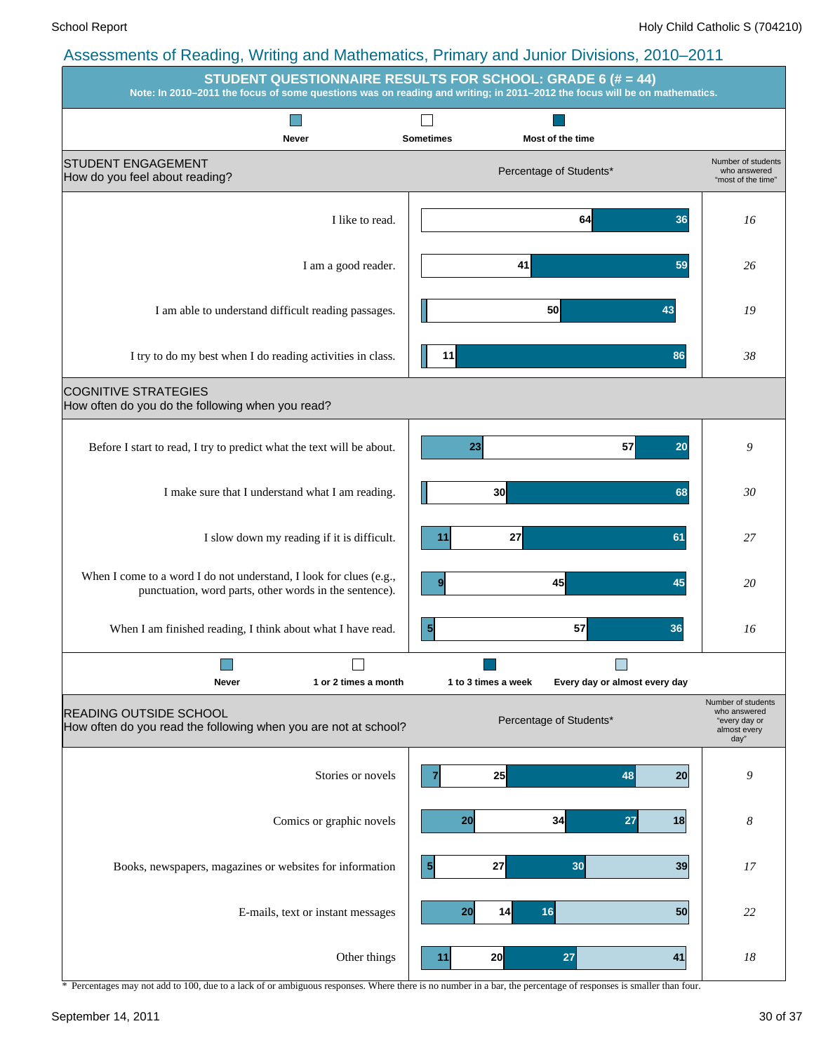## Assessments of Reading, Writing and Mathematics, Primary and Junior Divisions, 2010–2011

### STUDENT QUESTIONNAIRE RESULTS FOR SCHOOL: GRADE 6 (# = 44)

**Note: In 2010–2011 the focus of some questions was on reading and writing; in 2011–2012 the focus will be on mathematics.**

### STUDENT ENGAGEMENT

How do you feel about reading?

Percentage of Students*

| Statement | Never | Sometimes | Most of the time | Number of students who answered "most of the time" |
|---|---|---|---|---|
| I like to read. | | 64 | 36 | 16 |
| I am a good reader. | | 41 | 59 | 26 |
| I am able to understand difficult reading passages. | | 50 | 43 | 19 |
| I try to do my best when I do reading activities in class. | | 11 | 86 | 38 |

### COGNITIVE STRATEGIES

How often do you do the following when you read?

| Statement | Never | Sometimes | Most of the time | Number of students who answered "most of the time" |
|---|---|---|---|---|
| Before I start to read, I try to predict what the text will be about. | 23 | 57 | 20 | 9 |
| I make sure that I understand what I am reading. | | 30 | 68 | 30 |
| I slow down my reading if it is difficult. | 11 | 27 | 61 | 27 |
| When I come to a word I do not understand, I look for clues (e.g., punctuation, word parts, other words in the sentence). | 9 | 45 | 45 | 20 |
| When I am finished reading, I think about what I have read. | 5 | 57 | 36 | 16 |

### READING OUTSIDE SCHOOL

How often do you read the following when you are not at school?

Percentage of Students*

| Item | Never | 1 or 2 times a month | 1 to 3 times a week | Every day or almost every day | Number of students who answered "every day or almost every day" |
|---|---|---|---|---|---|
| Stories or novels | 7 | 25 | 48 | 20 | 9 |
| Comics or graphic novels | 20 | 34 | 27 | 18 | 8 |
| Books, newspapers, magazines or websites for information | 5 | 27 | 30 | 39 | 17 |
| E-mails, text or instant messages | 20 | 14 | 16 | 50 | 22 |
| Other things | 11 | 20 | 27 | 41 | 18 |

\* Percentages may not add to 100, due to a lack of or ambiguous responses. Where there is no number in a bar, the percentage of responses is smaller than four.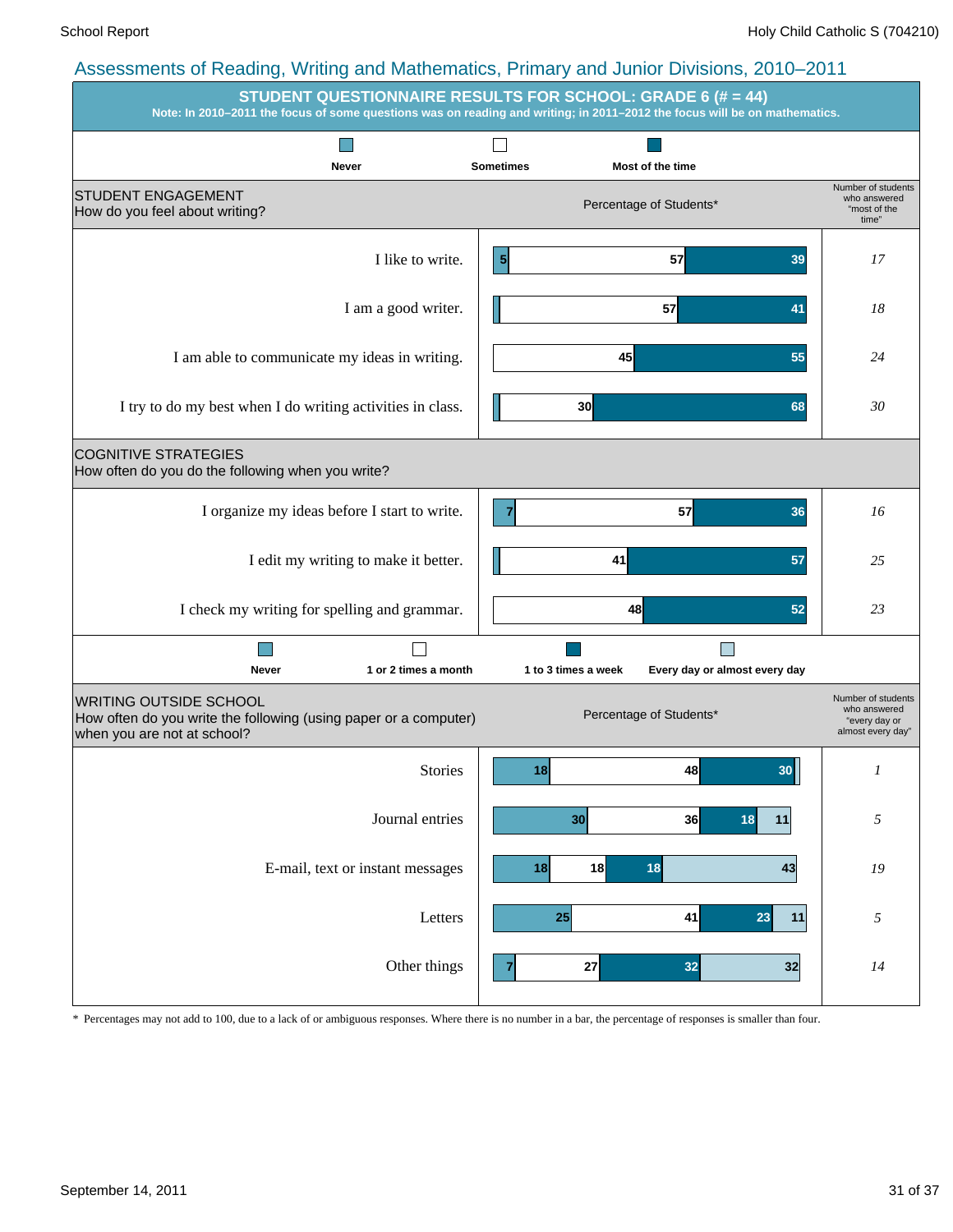## Assessments of Reading, Writing and Mathematics, Primary and Junior Divisions, 2010–2011

**STUDENT QUESTIONNAIRE RESULTS FOR SCHOOL: GRADE 6 (# = 44)**

**Note: In 2010–2011 the focus of some questions was on reading and writing; in 2011–2012 the focus will be on mathematics.**

### STUDENT ENGAGEMENT
How do you feel about writing?

Percentage of Students*

| | Never | Sometimes | Most of the time | Number of students who answered "most of the time" |
|---|---|---|---|---|
| I like to write. | 5 | 57 | 39 | 17 |
| I am a good writer. | | 57 | 41 | 18 |
| I am able to communicate my ideas in writing. | | 45 | 55 | 24 |
| I try to do my best when I do writing activities in class. | | 30 | 68 | 30 |

### COGNITIVE STRATEGIES
How often do you do the following when you write?

| | Never | Sometimes | Most of the time | Number of students who answered "most of the time" |
|---|---|---|---|---|
| I organize my ideas before I start to write. | 7 | 57 | 36 | 16 |
| I edit my writing to make it better. | | 41 | 57 | 25 |
| I check my writing for spelling and grammar. | | 48 | 52 | 23 |

### WRITING OUTSIDE SCHOOL
How often do you write the following (using paper or a computer) when you are not at school?

Percentage of Students*

| | Never | 1 or 2 times a month | 1 to 3 times a week | Every day or almost every day | Number of students who answered "every day or almost every day" |
|---|---|---|---|---|---|
| Stories | 18 | 48 | 30 | | 1 |
| Journal entries | 30 | 36 | 18 | 11 | 5 |
| E-mail, text or instant messages | 18 | 18 | 18 | 43 | 19 |
| Letters | 25 | 41 | 23 | 11 | 5 |
| Other things | 7 | 27 | 32 | 32 | 14 |

\* Percentages may not add to 100, due to a lack of or ambiguous responses. Where there is no number in a bar, the percentage of responses is smaller than four.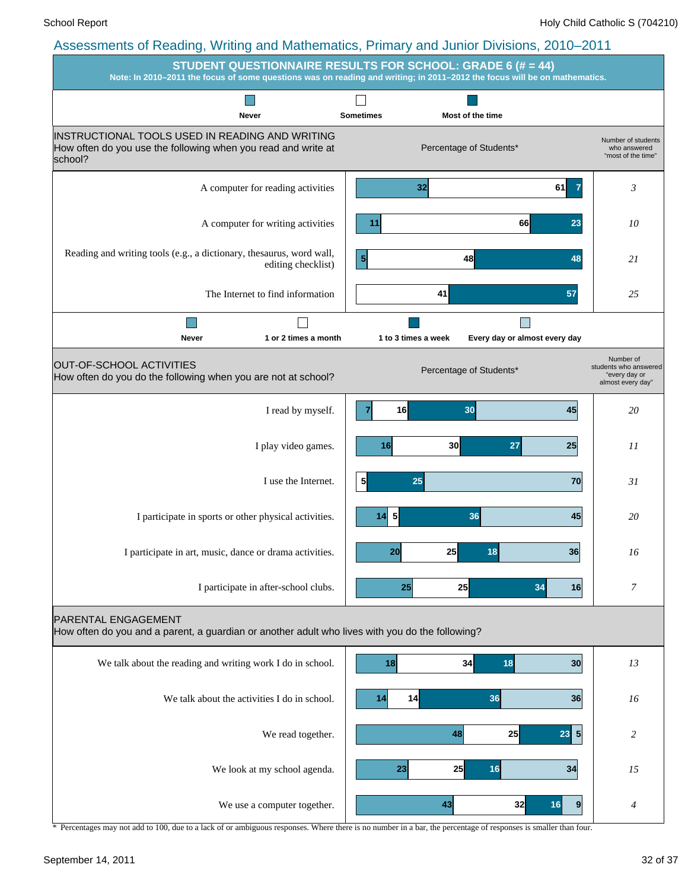## Assessments of Reading, Writing and Mathematics, Primary and Junior Divisions, 2010–2011

### STUDENT QUESTIONNAIRE RESULTS FOR SCHOOL: GRADE 6 (# = 44)

**Note: In 2010–2011 the focus of some questions was on reading and writing; in 2011–2012 the focus will be on mathematics.**

#### INSTRUCTIONAL TOOLS USED IN READING AND WRITING
How often do you use the following when you read and write at school?

Percentage of Students*

| | Never | Sometimes | Most of the time | Number of students who answered "most of the time" |
|---|---|---|---|---|
| A computer for reading activities | 32 | 61 | 7 | *3* |
| A computer for writing activities | 11 | 66 | 23 | *10* |
| Reading and writing tools (e.g., a dictionary, thesaurus, word wall, editing checklist) | 5 | 48 | 48 | *21* |
| The Internet to find information | | 41 | 57 | *25* |

#### OUT-OF-SCHOOL ACTIVITIES
How often do you do the following when you are not at school?

Percentage of Students*

| | Never | 1 or 2 times a month | 1 to 3 times a week | Every day or almost every day | Number of students who answered "every day or almost every day" |
|---|---|---|---|---|---|
| I read by myself. | 7 | 16 | 30 | 45 | *20* |
| I play video games. | 16 | 30 | 27 | 25 | *11* |
| I use the Internet. | | 5 | 25 | 70 | *31* |
| I participate in sports or other physical activities. | 14 | 5 | 36 | 45 | *20* |
| I participate in art, music, dance or drama activities. | 20 | 25 | 18 | 36 | *16* |
| I participate in after-school clubs. | 25 | 25 | 34 | 16 | *7* |

#### PARENTAL ENGAGEMENT
How often do you and a parent, a guardian or another adult who lives with you do the following?

| | Never | 1 or 2 times a month | 1 to 3 times a week | Every day or almost every day | Number of students who answered "every day or almost every day" |
|---|---|---|---|---|---|
| We talk about the reading and writing work I do in school. | 18 | 34 | 18 | 30 | *13* |
| We talk about the activities I do in school. | 14 | 14 | 36 | 36 | *16* |
| We read together. | 48 | 25 | 23 | 5 | *2* |
| We look at my school agenda. | 23 | 25 | 16 | 34 | *15* |
| We use a computer together. | 43 | 32 | 16 | 9 | *4* |

\* Percentages may not add to 100, due to a lack of or ambiguous responses. Where there is no number in a bar, the percentage of responses is smaller than four.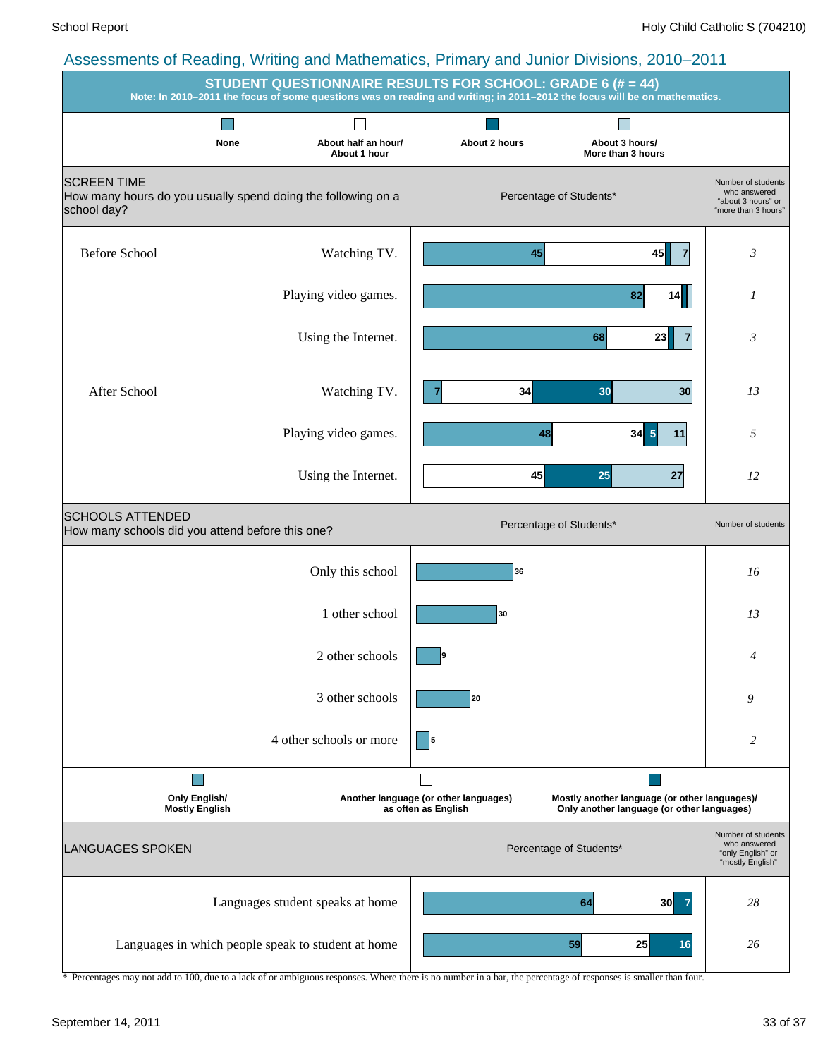## Assessments of Reading, Writing and Mathematics, Primary and Junior Divisions, 2010–2011

**STUDENT QUESTIONNAIRE RESULTS FOR SCHOOL: GRADE 6 (# = 44)**

**Note: In 2010–2011 the focus of some questions was on reading and writing; in 2011–2012 the focus will be on mathematics.**

### SCREEN TIME

How many hours do you usually spend doing the following on a school day?

Percentage of Students*

| | | None | About half an hour/ About 1 hour | About 2 hours | About 3 hours/ More than 3 hours | Number of students who answered "about 3 hours" or "more than 3 hours" |
|---|---|---|---|---|---|---|
| Before School | Watching TV. | 45 | 45 | | 7 | 3 |
| | Playing video games. | 82 | 14 | | | 1 |
| | Using the Internet. | 68 | 23 | | 7 | 3 |
| After School | Watching TV. | 7 | 34 | 30 | 30 | 13 |
| | Playing video games. | 48 | 34 | 5 | 11 | 5 |
| | Using the Internet. | | 45 | 25 | 27 | 12 |

### SCHOOLS ATTENDED

How many schools did you attend before this one?

| | Percentage of Students* | Number of students |
|---|---|---|
| Only this school | 36 | 16 |
| 1 other school | 30 | 13 |
| 2 other schools | 9 | 4 |
| 3 other schools | 20 | 9 |
| 4 other schools or more | 5 | 2 |

### LANGUAGES SPOKEN

Percentage of Students*

| | Only English/ Mostly English | Another language (or other languages) as often as English | Mostly another language (or other languages)/ Only another language (or other languages) | Number of students who answered "only English" or "mostly English" |
|---|---|---|---|---|
| Languages student speaks at home | 64 | 30 | 7 | 28 |
| Languages in which people speak to student at home | 59 | 25 | 16 | 26 |

\* Percentages may not add to 100, due to a lack of or ambiguous responses. Where there is no number in a bar, the percentage of responses is smaller than four.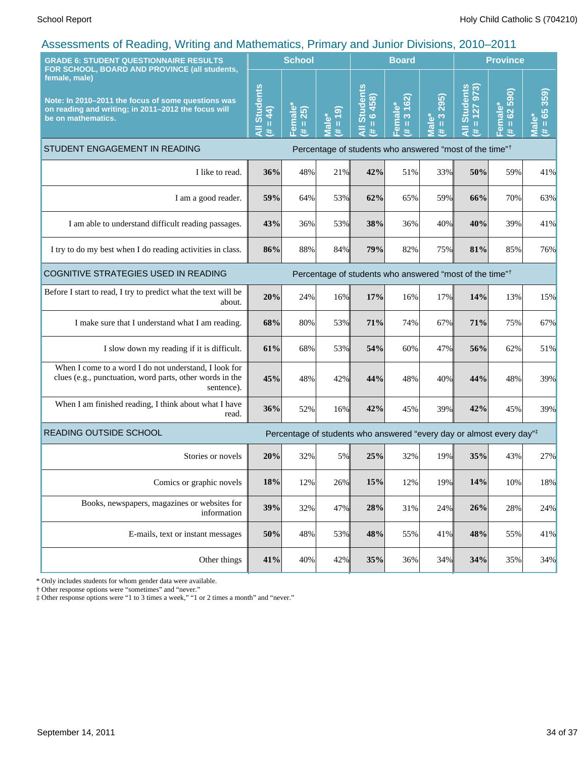## Assessments of Reading, Writing and Mathematics, Primary and Junior Divisions, 2010–2011

| GRADE 6: STUDENT QUESTIONNAIRE RESULTS FOR SCHOOL, BOARD AND PROVINCE (all students, female, male)<br><br>Note: In 2010–2011 the focus of some questions was on reading and writing; in 2011–2012 the focus will be on mathematics. | School | | | Board | | | Province | | |
|---|---|---|---|---|---|---|---|---|---|
| | All Students (# = 44) | Female* (# = 25) | Male* (# = 19) | All Students (# = 6 458) | Female* (# = 3 162) | Male* (# = 3 295) | All Students (# = 127 973) | Female* (# = 62 590) | Male* (# = 65 359) |
| **STUDENT ENGAGEMENT IN READING** | Percentage of students who answered "most of the time"† | | | | | | | | |
| I like to read. | **36%** | 48% | 21% | **42%** | 51% | 33% | **50%** | 59% | 41% |
| I am a good reader. | **59%** | 64% | 53% | **62%** | 65% | 59% | **66%** | 70% | 63% |
| I am able to understand difficult reading passages. | **43%** | 36% | 53% | **38%** | 36% | 40% | **40%** | 39% | 41% |
| I try to do my best when I do reading activities in class. | **86%** | 88% | 84% | **79%** | 82% | 75% | **81%** | 85% | 76% |
| **COGNITIVE STRATEGIES USED IN READING** | Percentage of students who answered "most of the time"† | | | | | | | | |
| Before I start to read, I try to predict what the text will be about. | **20%** | 24% | 16% | **17%** | 16% | 17% | **14%** | 13% | 15% |
| I make sure that I understand what I am reading. | **68%** | 80% | 53% | **71%** | 74% | 67% | **71%** | 75% | 67% |
| I slow down my reading if it is difficult. | **61%** | 68% | 53% | **54%** | 60% | 47% | **56%** | 62% | 51% |
| When I come to a word I do not understand, I look for clues (e.g., punctuation, word parts, other words in the sentence). | **45%** | 48% | 42% | **44%** | 48% | 40% | **44%** | 48% | 39% |
| When I am finished reading, I think about what I have read. | **36%** | 52% | 16% | **42%** | 45% | 39% | **42%** | 45% | 39% |
| **READING OUTSIDE SCHOOL** | Percentage of students who answered "every day or almost every day"‡ | | | | | | | | |
| Stories or novels | **20%** | 32% | 5% | **25%** | 32% | 19% | **35%** | 43% | 27% |
| Comics or graphic novels | **18%** | 12% | 26% | **15%** | 12% | 19% | **14%** | 10% | 18% |
| Books, newspapers, magazines or websites for information | **39%** | 32% | 47% | **28%** | 31% | 24% | **26%** | 28% | 24% |
| E-mails, text or instant messages | **50%** | 48% | 53% | **48%** | 55% | 41% | **48%** | 55% | 41% |
| Other things | **41%** | 40% | 42% | **35%** | 36% | 34% | **34%** | 35% | 34% |

* Only includes students for whom gender data were available.
† Other response options were "sometimes" and "never."
‡ Other response options were "1 to 3 times a week," "1 or 2 times a month" and "never."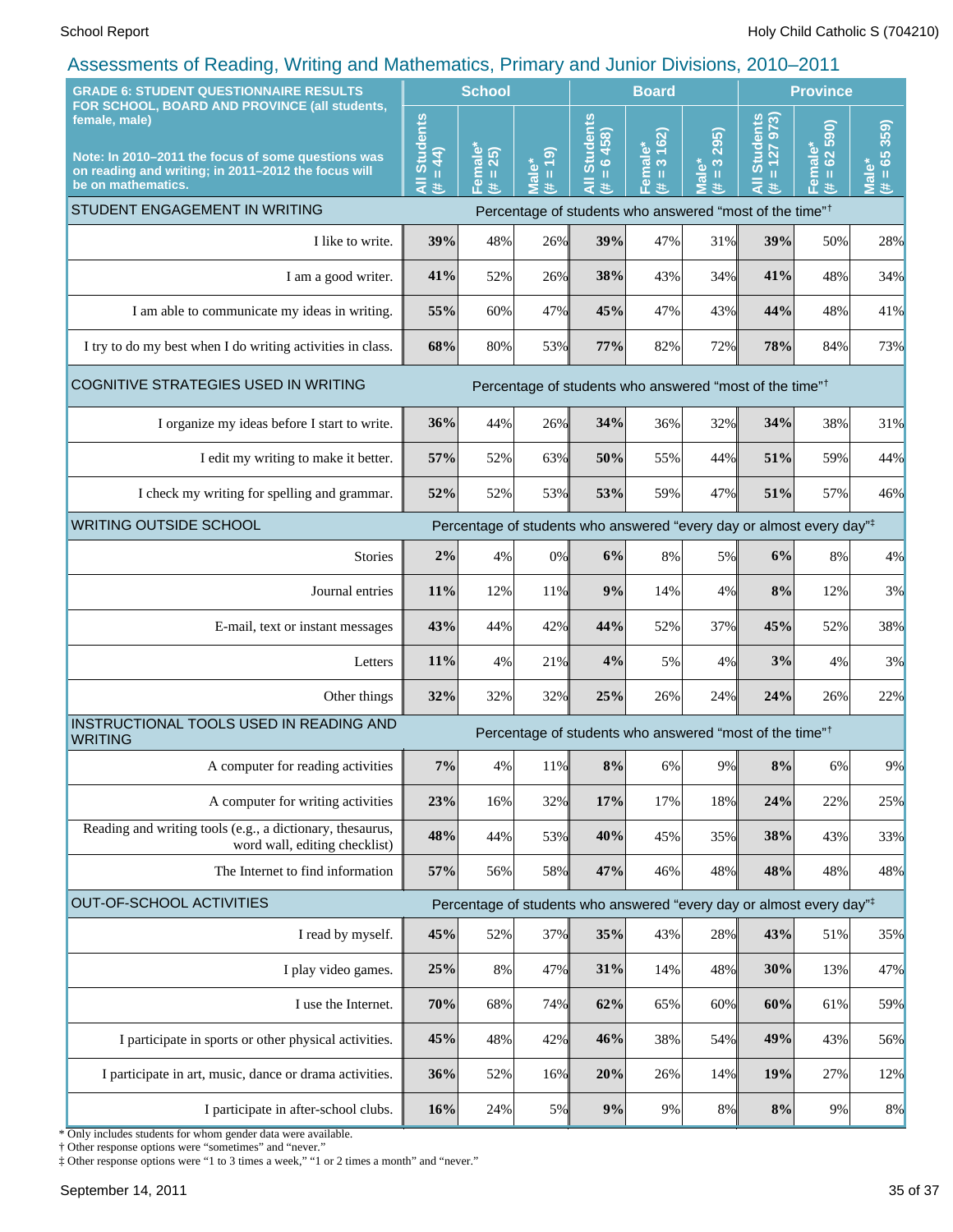## Assessments of Reading, Writing and Mathematics, Primary and Junior Divisions, 2010–2011

| GRADE 6: STUDENT QUESTIONNAIRE RESULTS FOR SCHOOL, BOARD AND PROVINCE (all students, female, male) Note: In 2010–2011 the focus of some questions was on reading and writing; in 2011–2012 the focus will be on mathematics. | School | | | Board | | | Province | | |
|---|---|---|---|---|---|---|---|---|---|
| | All Students (# = 44) | Female* (# = 25) | Male* (# = 19) | All Students (# = 6 458) | Female* (# = 3 162) | Male* (# = 3 295) | All Students (# = 127 973) | Female* (# = 62 590) | Male* (# = 65 359) |
| **STUDENT ENGAGEMENT IN WRITING** | Percentage of students who answered “most of the time”† | | | | | | | | |
| I like to write. | **39%** | 48% | 26% | **39%** | 47% | 31% | **39%** | 50% | 28% |
| I am a good writer. | **41%** | 52% | 26% | **38%** | 43% | 34% | **41%** | 48% | 34% |
| I am able to communicate my ideas in writing. | **55%** | 60% | 47% | **45%** | 47% | 43% | **44%** | 48% | 41% |
| I try to do my best when I do writing activities in class. | **68%** | 80% | 53% | **77%** | 82% | 72% | **78%** | 84% | 73% |
| **COGNITIVE STRATEGIES USED IN WRITING** | Percentage of students who answered “most of the time”† | | | | | | | | |
| I organize my ideas before I start to write. | **36%** | 44% | 26% | **34%** | 36% | 32% | **34%** | 38% | 31% |
| I edit my writing to make it better. | **57%** | 52% | 63% | **50%** | 55% | 44% | **51%** | 59% | 44% |
| I check my writing for spelling and grammar. | **52%** | 52% | 53% | **53%** | 59% | 47% | **51%** | 57% | 46% |
| **WRITING OUTSIDE SCHOOL** | Percentage of students who answered “every day or almost every day”‡ | | | | | | | | |
| Stories | **2%** | 4% | 0% | **6%** | 8% | 5% | **6%** | 8% | 4% |
| Journal entries | **11%** | 12% | 11% | **9%** | 14% | 4% | **8%** | 12% | 3% |
| E-mail, text or instant messages | **43%** | 44% | 42% | **44%** | 52% | 37% | **45%** | 52% | 38% |
| Letters | **11%** | 4% | 21% | **4%** | 5% | 4% | **3%** | 4% | 3% |
| Other things | **32%** | 32% | 32% | **25%** | 26% | 24% | **24%** | 26% | 22% |
| **INSTRUCTIONAL TOOLS USED IN READING AND WRITING** | Percentage of students who answered “most of the time”† | | | | | | | | |
| A computer for reading activities | **7%** | 4% | 11% | **8%** | 6% | 9% | **8%** | 6% | 9% |
| A computer for writing activities | **23%** | 16% | 32% | **17%** | 17% | 18% | **24%** | 22% | 25% |
| Reading and writing tools (e.g., a dictionary, thesaurus, word wall, editing checklist) | **48%** | 44% | 53% | **40%** | 45% | 35% | **38%** | 43% | 33% |
| The Internet to find information | **57%** | 56% | 58% | **47%** | 46% | 48% | **48%** | 48% | 48% |
| **OUT-OF-SCHOOL ACTIVITIES** | Percentage of students who answered “every day or almost every day”‡ | | | | | | | | |
| I read by myself. | **45%** | 52% | 37% | **35%** | 43% | 28% | **43%** | 51% | 35% |
| I play video games. | **25%** | 8% | 47% | **31%** | 14% | 48% | **30%** | 13% | 47% |
| I use the Internet. | **70%** | 68% | 74% | **62%** | 65% | 60% | **60%** | 61% | 59% |
| I participate in sports or other physical activities. | **45%** | 48% | 42% | **46%** | 38% | 54% | **49%** | 43% | 56% |
| I participate in art, music, dance or drama activities. | **36%** | 52% | 16% | **20%** | 26% | 14% | **19%** | 27% | 12% |
| I participate in after-school clubs. | **16%** | 24% | 5% | **9%** | 9% | 8% | **8%** | 9% | 8% |

* Only includes students for whom gender data were available.
† Other response options were “sometimes” and “never.”
‡ Other response options were “1 to 3 times a week,” “1 or 2 times a month” and “never.”

September 14, 2011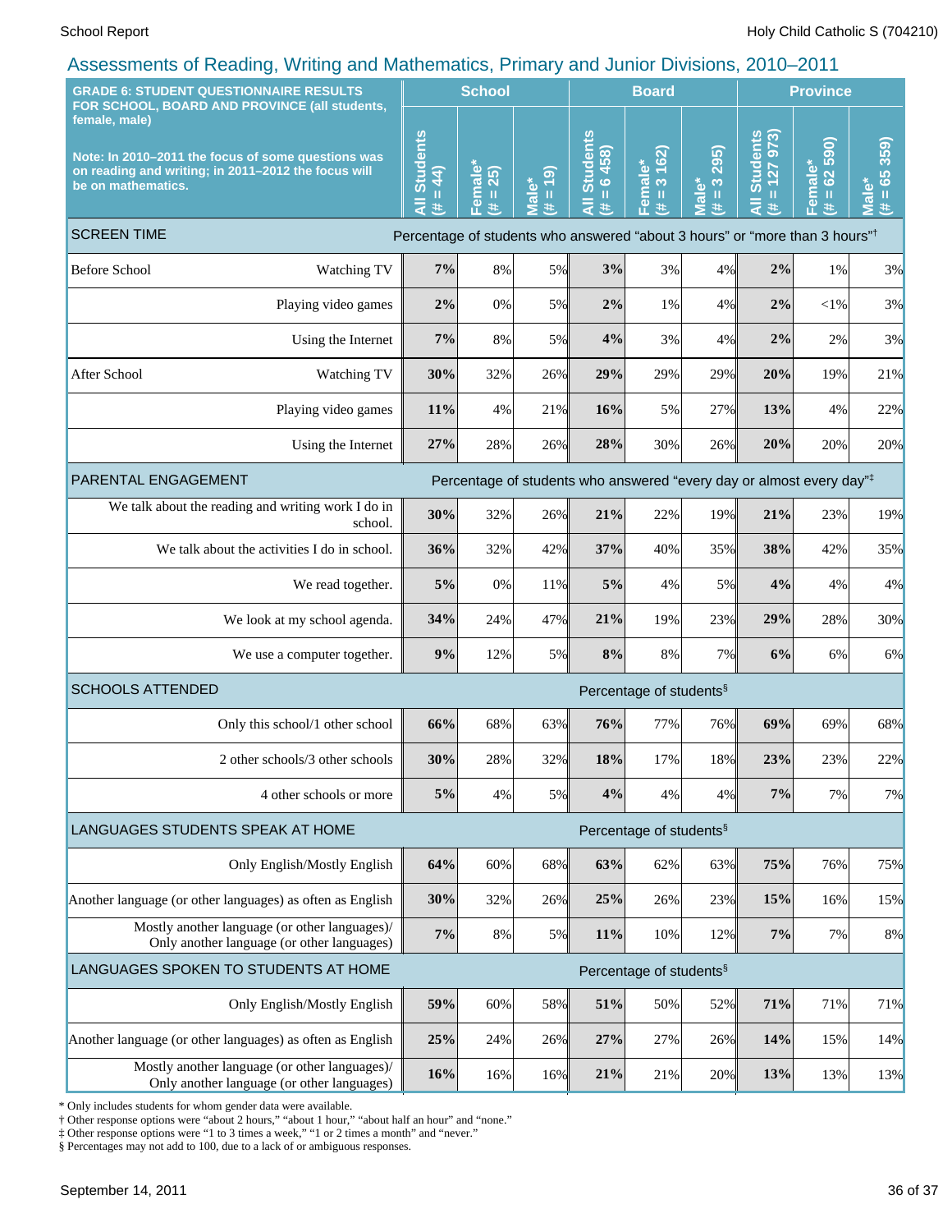## Assessments of Reading, Writing and Mathematics, Primary and Junior Divisions, 2010–2011

| GRADE 6: STUDENT QUESTIONNAIRE RESULTS FOR SCHOOL, BOARD AND PROVINCE (all students, female, male) Note: In 2010–2011 the focus of some questions was on reading and writing; in 2011–2012 the focus will be on mathematics. | | School | | | Board | | | Province | | |
|---|---|---|---|---|---|---|---|---|---|---|
| | | All Students (# = 44) | Female* (# = 25) | Male* (# = 19) | All Students (# = 6 458) | Female* (# = 3 162) | Male* (# = 3 295) | All Students (# = 127 973) | Female* (# = 62 590) | Male* (# = 65 359) |
| **SCREEN TIME** | Percentage of students who answered "about 3 hours" or "more than 3 hours"† | | | | | | | | | |
| Before School | Watching TV | **7%** | 8% | 5% | **3%** | 3% | 4% | **2%** | 1% | 3% |
| | Playing video games | **2%** | 0% | 5% | **2%** | 1% | 4% | **2%** | <1% | 3% |
| | Using the Internet | **7%** | 8% | 5% | **4%** | 3% | 4% | **2%** | 2% | 3% |
| After School | Watching TV | **30%** | 32% | 26% | **29%** | 29% | 29% | **20%** | 19% | 21% |
| | Playing video games | **11%** | 4% | 21% | **16%** | 5% | 27% | **13%** | 4% | 22% |
| | Using the Internet | **27%** | 28% | 26% | **28%** | 30% | 26% | **20%** | 20% | 20% |
| **PARENTAL ENGAGEMENT** | Percentage of students who answered "every day or almost every day"‡ | | | | | | | | | |
| | We talk about the reading and writing work I do in school. | **30%** | 32% | 26% | **21%** | 22% | 19% | **21%** | 23% | 19% |
| | We talk about the activities I do in school. | **36%** | 32% | 42% | **37%** | 40% | 35% | **38%** | 42% | 35% |
| | We read together. | **5%** | 0% | 11% | **5%** | 4% | 5% | **4%** | 4% | 4% |
| | We look at my school agenda. | **34%** | 24% | 47% | **21%** | 19% | 23% | **29%** | 28% | 30% |
| | We use a computer together. | **9%** | 12% | 5% | **8%** | 8% | 7% | **6%** | 6% | 6% |
| **SCHOOLS ATTENDED** | Percentage of students§ | | | | | | | | | |
| | Only this school/1 other school | **66%** | 68% | 63% | **76%** | 77% | 76% | **69%** | 69% | 68% |
| | 2 other schools/3 other schools | **30%** | 28% | 32% | **18%** | 17% | 18% | **23%** | 23% | 22% |
| | 4 other schools or more | **5%** | 4% | 5% | **4%** | 4% | 4% | **7%** | 7% | 7% |
| **LANGUAGES STUDENTS SPEAK AT HOME** | Percentage of students§ | | | | | | | | | |
| | Only English/Mostly English | **64%** | 60% | 68% | **63%** | 62% | 63% | **75%** | 76% | 75% |
| | Another language (or other languages) as often as English | **30%** | 32% | 26% | **25%** | 26% | 23% | **15%** | 16% | 15% |
| | Mostly another language (or other languages)/ Only another language (or other languages) | **7%** | 8% | 5% | **11%** | 10% | 12% | **7%** | 7% | 8% |
| **LANGUAGES SPOKEN TO STUDENTS AT HOME** | Percentage of students§ | | | | | | | | | |
| | Only English/Mostly English | **59%** | 60% | 58% | **51%** | 50% | 52% | **71%** | 71% | 71% |
| | Another language (or other languages) as often as English | **25%** | 24% | 26% | **27%** | 27% | 26% | **14%** | 15% | 14% |
| | Mostly another language (or other languages)/ Only another language (or other languages) | **16%** | 16% | 16% | **21%** | 21% | 20% | **13%** | 13% | 13% |

\* Only includes students for whom gender data were available.
† Other response options were "about 2 hours," "about 1 hour," "about half an hour" and "none."
‡ Other response options were "1 to 3 times a week," "1 or 2 times a month" and "never."
§ Percentages may not add to 100, due to a lack of or ambiguous responses.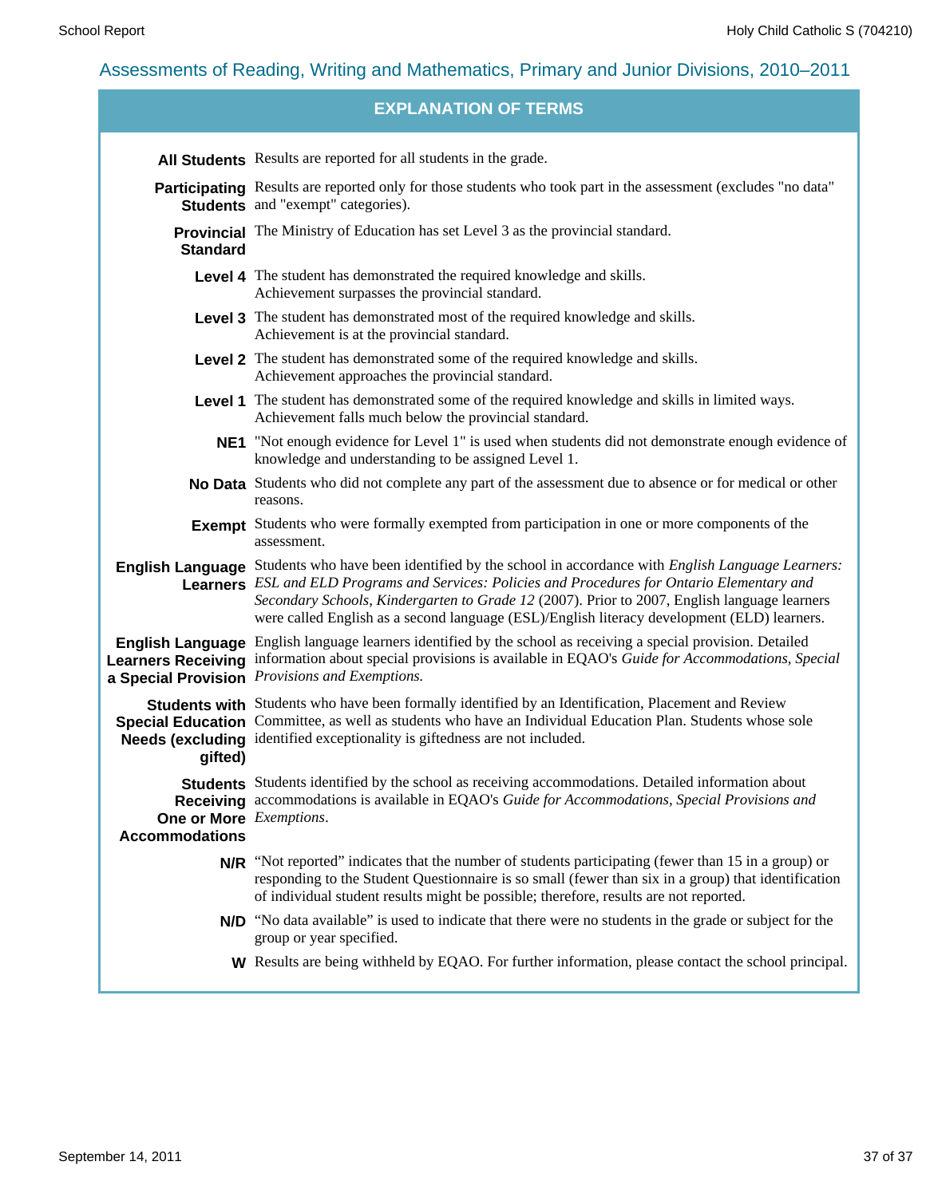## Assessments of Reading, Writing and Mathematics, Primary and Junior Divisions, 2010–2011

### EXPLANATION OF TERMS

**All Students** Results are reported for all students in the grade.

**Participating Students** Results are reported only for those students who took part in the assessment (excludes "no data" and "exempt" categories).

**Provincial Standard** The Ministry of Education has set Level 3 as the provincial standard.

**Level 4** The student has demonstrated the required knowledge and skills. Achievement surpasses the provincial standard.

**Level 3** The student has demonstrated most of the required knowledge and skills. Achievement is at the provincial standard.

**Level 2** The student has demonstrated some of the required knowledge and skills. Achievement approaches the provincial standard.

**Level 1** The student has demonstrated some of the required knowledge and skills in limited ways. Achievement falls much below the provincial standard.

**NE1** "Not enough evidence for Level 1" is used when students did not demonstrate enough evidence of knowledge and understanding to be assigned Level 1.

**No Data** Students who did not complete any part of the assessment due to absence or for medical or other reasons.

**Exempt** Students who were formally exempted from participation in one or more components of the assessment.

**English Language Learners** Students who have been identified by the school in accordance with *English Language Learners: ESL and ELD Programs and Services: Policies and Procedures for Ontario Elementary and Secondary Schools, Kindergarten to Grade 12* (2007). Prior to 2007, English language learners were called English as a second language (ESL)/English literacy development (ELD) learners.

**English Language Learners Receiving a Special Provision** English language learners identified by the school as receiving a special provision. Detailed information about special provisions is available in EQAO's *Guide for Accommodations, Special Provisions and Exemptions.*

**Students with Special Education Needs (excluding gifted)** Students who have been formally identified by an Identification, Placement and Review Committee, as well as students who have an Individual Education Plan. Students whose sole identified exceptionality is giftedness are not included.

**Students Receiving One or More Accommodations** Students identified by the school as receiving accommodations. Detailed information about accommodations is available in EQAO's *Guide for Accommodations, Special Provisions and Exemptions*.

**N/R** "Not reported" indicates that the number of students participating (fewer than 15 in a group) or responding to the Student Questionnaire is so small (fewer than six in a group) that identification of individual student results might be possible; therefore, results are not reported.

**N/D** "No data available" is used to indicate that there were no students in the grade or subject for the group or year specified.

**W** Results are being withheld by EQAO. For further information, please contact the school principal.